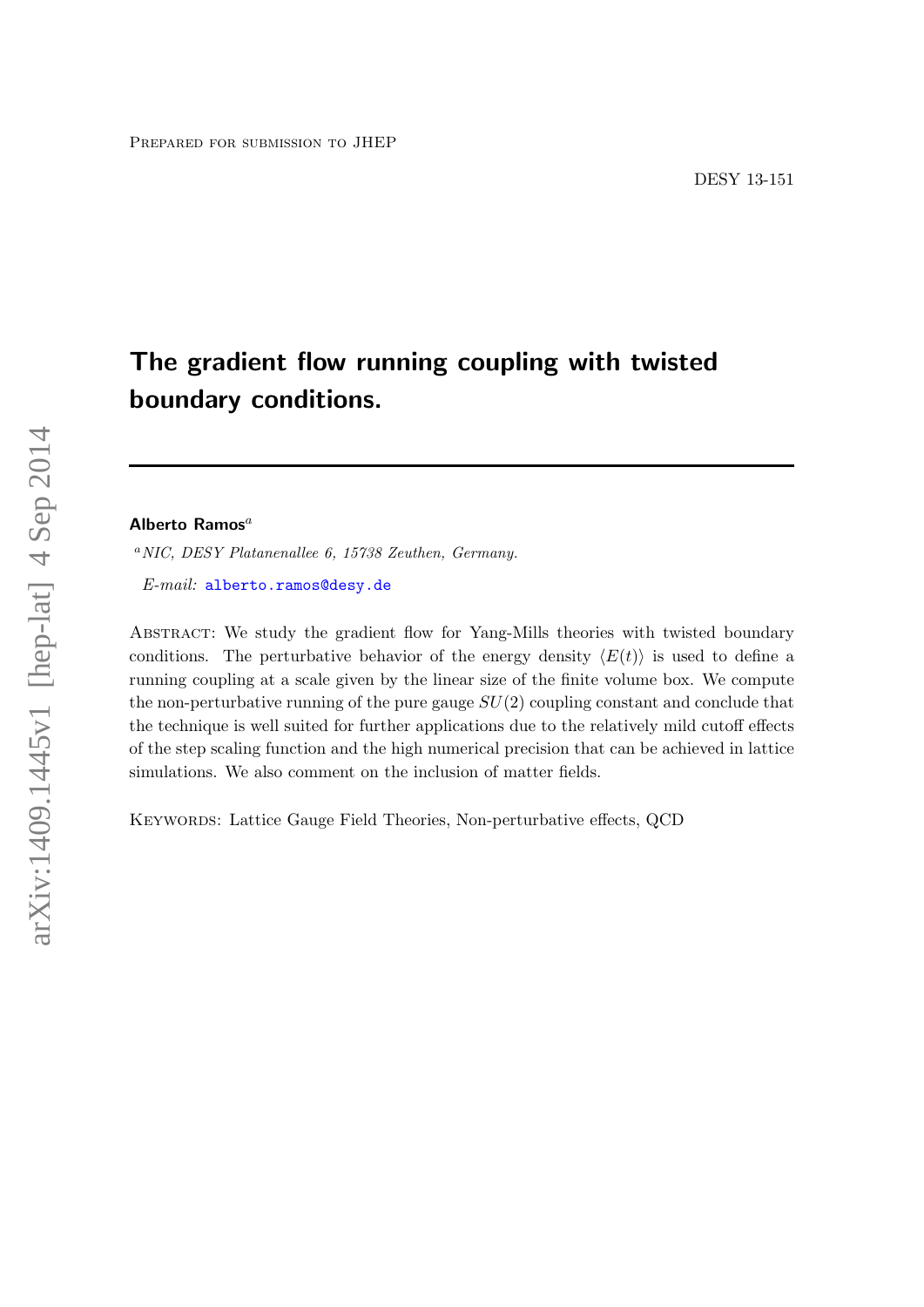Prepared for submission to JHEP

DESY 13-151

# The gradient flow running coupling with twisted boundary conditions.

**Alberto Ramos**[a]

[a] *NIC, DESY Platanenallee 6, 15738 Zeuthen, Germany.*

*E-mail:* alberto.ramos@desy.de

Abstract: We study the gradient flow for Yang-Mills theories with twisted boundary conditions. The perturbative behavior of the energy density $\langle E(t)\rangle$ is used to define a running coupling at a scale given by the linear size of the finite volume box. We compute the non-perturbative running of the pure gauge $SU(2)$ coupling constant and conclude that the technique is well suited for further applications due to the relatively mild cutoff effects of the step scaling function and the high numerical precision that can be achieved in lattice simulations. We also comment on the inclusion of matter fields.

Keywords: Lattice Gauge Field Theories, Non-perturbative effects, QCD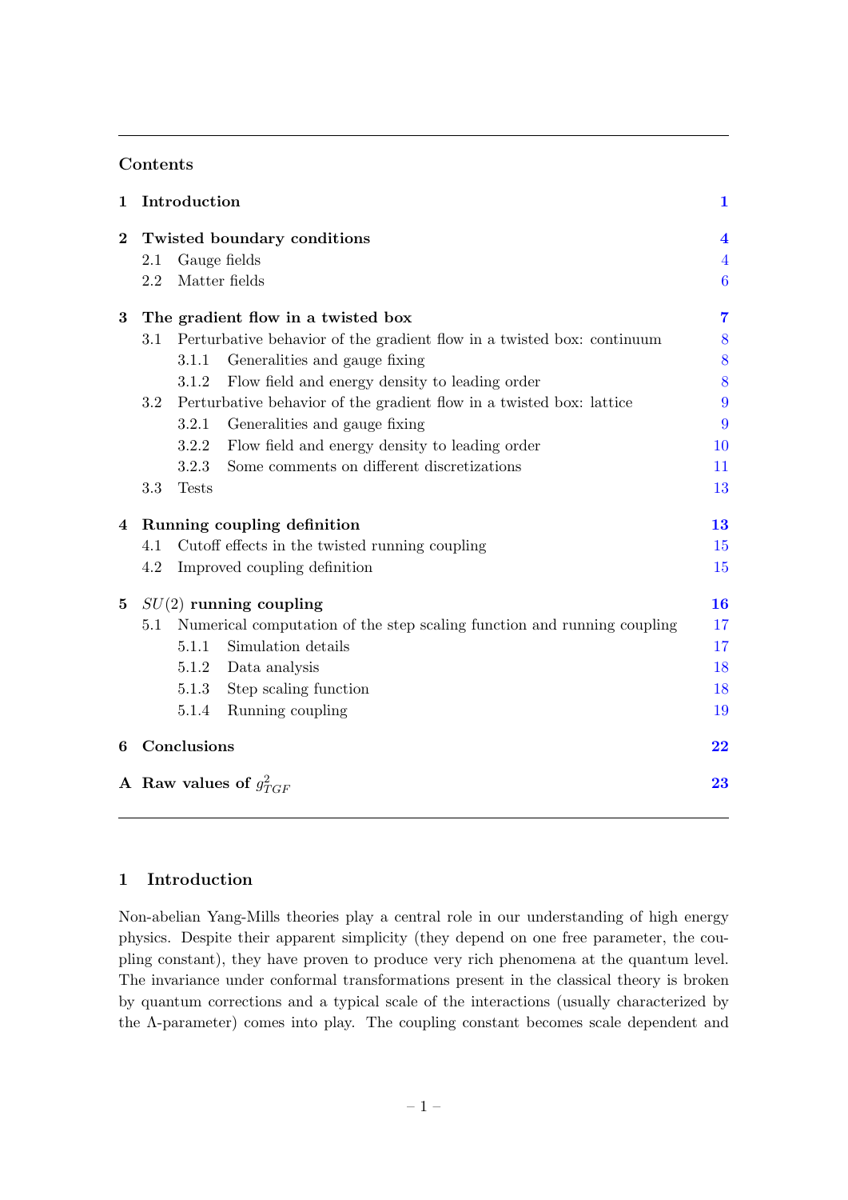## Contents

| | | |
|---|---|---|
| **1** | **Introduction** | **1** |
| **2** | **Twisted boundary conditions** | **4** |
| | 2.1 Gauge fields | 4 |
| | 2.2 Matter fields | 6 |
| **3** | **The gradient flow in a twisted box** | **7** |
| | 3.1 Perturbative behavior of the gradient flow in a twisted box: continuum | 8 |
| | 3.1.1 Generalities and gauge fixing | 8 |
| | 3.1.2 Flow field and energy density to leading order | 8 |
| | 3.2 Perturbative behavior of the gradient flow in a twisted box: lattice | 9 |
| | 3.2.1 Generalities and gauge fixing | 9 |
| | 3.2.2 Flow field and energy density to leading order | 10 |
| | 3.2.3 Some comments on different discretizations | 11 |
| | 3.3 Tests | 13 |
| **4** | **Running coupling definition** | **13** |
| | 4.1 Cutoff effects in the twisted running coupling | 15 |
| | 4.2 Improved coupling definition | 15 |
| **5** | **$SU(2)$ running coupling** | **16** |
| | 5.1 Numerical computation of the step scaling function and running coupling | 17 |
| | 5.1.1 Simulation details | 17 |
| | 5.1.2 Data analysis | 18 |
| | 5.1.3 Step scaling function | 18 |
| | 5.1.4 Running coupling | 19 |
| **6** | **Conclusions** | **22** |
| **A** | **Raw values of $g^2_{TGF}$** | **23** |

## 1 Introduction

Non-abelian Yang-Mills theories play a central role in our understanding of high energy physics. Despite their apparent simplicity (they depend on one free parameter, the coupling constant), they have proven to produce very rich phenomena at the quantum level. The invariance under conformal transformations present in the classical theory is broken by quantum corrections and a typical scale of the interactions (usually characterized by the $\Lambda$-parameter) comes into play. The coupling constant becomes scale dependent and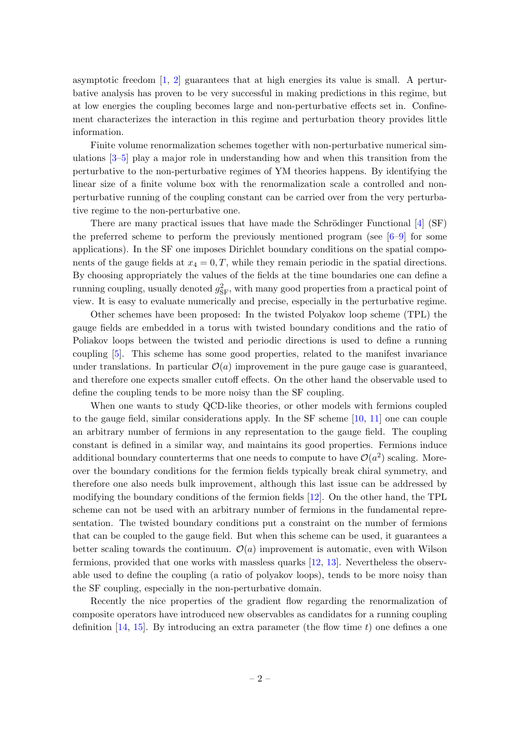asymptotic freedom [1, 2] guarantees that at high energies its value is small. A perturbative analysis has proven to be very successful in making predictions in this regime, but at low energies the coupling becomes large and non-perturbative effects set in. Confinement characterizes the interaction in this regime and perturbation theory provides little information.

Finite volume renormalization schemes together with non-perturbative numerical simulations [3–5] play a major role in understanding how and when this transition from the perturbative to the non-perturbative regimes of YM theories happens. By identifying the linear size of a finite volume box with the renormalization scale a controlled and non-perturbative running of the coupling constant can be carried over from the very perturbative regime to the non-perturbative one.

There are many practical issues that have made the Schrödinger Functional [4] (SF) the preferred scheme to perform the previously mentioned program (see [6–9] for some applications). In the SF one imposes Dirichlet boundary conditions on the spatial components of the gauge fields at $x_4 = 0, T$, while they remain periodic in the spatial directions. By choosing appropriately the values of the fields at the time boundaries one can define a running coupling, usually denoted $g^2_{\rm SF}$, with many good properties from a practical point of view. It is easy to evaluate numerically and precise, especially in the perturbative regime.

Other schemes have been proposed: In the twisted Polyakov loop scheme (TPL) the gauge fields are embedded in a torus with twisted boundary conditions and the ratio of Poliakov loops between the twisted and periodic directions is used to define a running coupling [5]. This scheme has some good properties, related to the manifest invariance under translations. In particular $\mathcal{O}(a)$ improvement in the pure gauge case is guaranteed, and therefore one expects smaller cutoff effects. On the other hand the observable used to define the coupling tends to be more noisy than the SF coupling.

When one wants to study QCD-like theories, or other models with fermions coupled to the gauge field, similar considerations apply. In the SF scheme [10, 11] one can couple an arbitrary number of fermions in any representation to the gauge field. The coupling constant is defined in a similar way, and maintains its good properties. Fermions induce additional boundary counterterms that one needs to compute to have $\mathcal{O}(a^2)$ scaling. Moreover the boundary conditions for the fermion fields typically break chiral symmetry, and therefore one also needs bulk improvement, although this last issue can be addressed by modifying the boundary conditions of the fermion fields [12]. On the other hand, the TPL scheme can not be used with an arbitrary number of fermions in the fundamental representation. The twisted boundary conditions put a constraint on the number of fermions that can be coupled to the gauge field. But when this scheme can be used, it guarantees a better scaling towards the continuum. $\mathcal{O}(a)$ improvement is automatic, even with Wilson fermions, provided that one works with massless quarks [12, 13]. Nevertheless the observable used to define the coupling (a ratio of polyakov loops), tends to be more noisy than the SF coupling, especially in the non-perturbative domain.

Recently the nice properties of the gradient flow regarding the renormalization of composite operators have introduced new observables as candidates for a running coupling definition [14, 15]. By introducing an extra parameter (the flow time $t$) one defines a one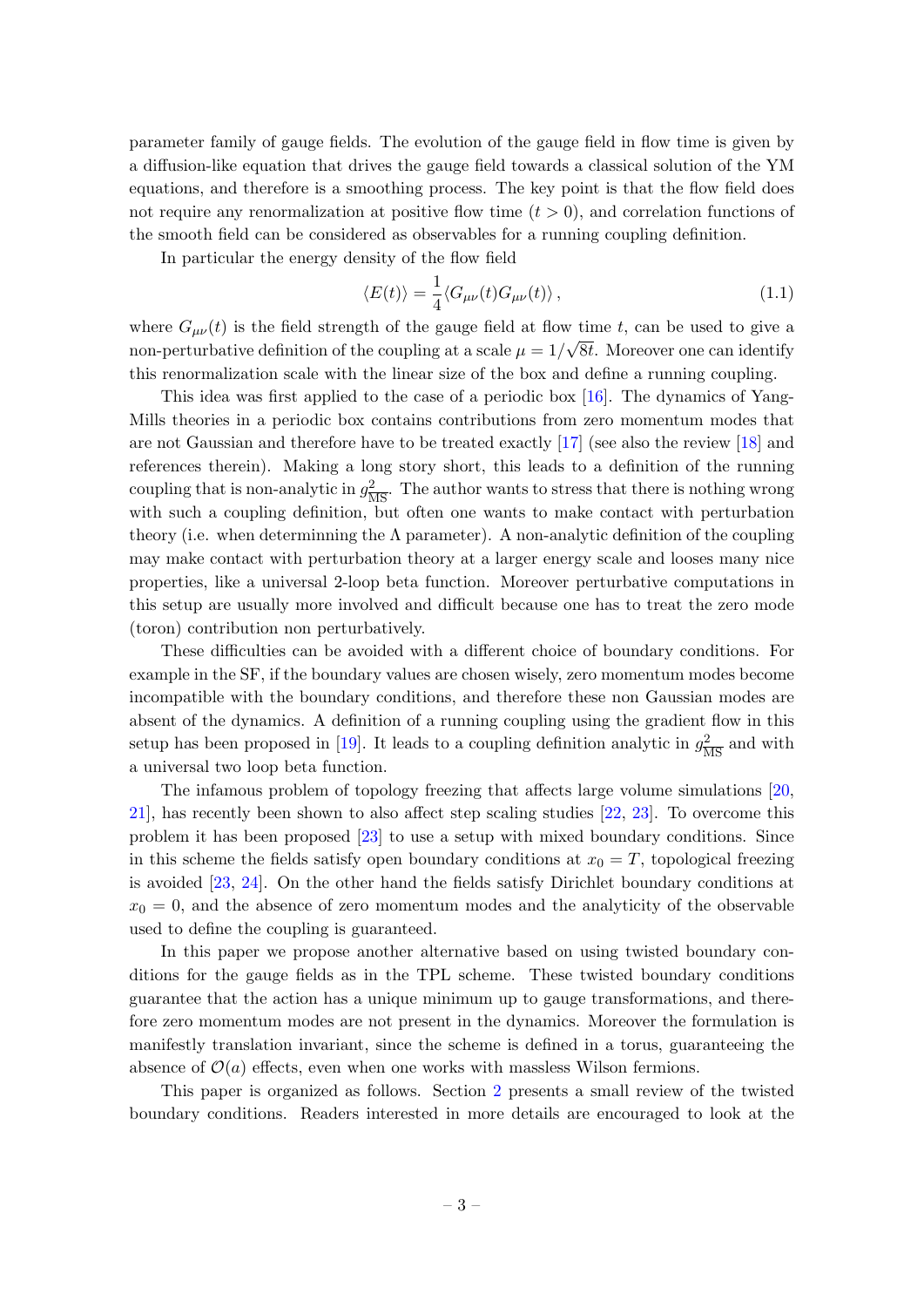parameter family of gauge fields. The evolution of the gauge field in flow time is given by a diffusion-like equation that drives the gauge field towards a classical solution of the YM equations, and therefore is a smoothing process. The key point is that the flow field does not require any renormalization at positive flow time ($t > 0$), and correlation functions of the smooth field can be considered as observables for a running coupling definition.

In particular the energy density of the flow field

$$\langle E(t) \rangle = \frac{1}{4} \langle G_{\mu\nu}(t) G_{\mu\nu}(t) \rangle \,, \tag{1.1}$$

where $G_{\mu\nu}(t)$ is the field strength of the gauge field at flow time $t$, can be used to give a non-perturbative definition of the coupling at a scale $\mu = 1/\sqrt{8t}$. Moreover one can identify this renormalization scale with the linear size of the box and define a running coupling.

This idea was first applied to the case of a periodic box [16]. The dynamics of Yang-Mills theories in a periodic box contains contributions from zero momentum modes that are not Gaussian and therefore have to be treated exactly [17] (see also the review [18] and references therein). Making a long story short, this leads to a definition of the running coupling that is non-analytic in $g^2_{\overline{\rm MS}}$. The author wants to stress that there is nothing wrong with such a coupling definition, but often one wants to make contact with perturbation theory (i.e. when determinning the $\Lambda$ parameter). A non-analytic definition of the coupling may make contact with perturbation theory at a larger energy scale and looses many nice properties, like a universal 2-loop beta function. Moreover perturbative computations in this setup are usually more involved and difficult because one has to treat the zero mode (toron) contribution non perturbatively.

These difficulties can be avoided with a different choice of boundary conditions. For example in the SF, if the boundary values are chosen wisely, zero momentum modes become incompatible with the boundary conditions, and therefore these non Gaussian modes are absent of the dynamics. A definition of a running coupling using the gradient flow in this setup has been proposed in [19]. It leads to a coupling definition analytic in $g^2_{\overline{\rm MS}}$ and with a universal two loop beta function.

The infamous problem of topology freezing that affects large volume simulations [20, 21], has recently been shown to also affect step scaling studies [22, 23]. To overcome this problem it has been proposed [23] to use a setup with mixed boundary conditions. Since in this scheme the fields satisfy open boundary conditions at $x_0 = T$, topological freezing is avoided [23, 24]. On the other hand the fields satisfy Dirichlet boundary conditions at $x_0 = 0$, and the absence of zero momentum modes and the analyticity of the observable used to define the coupling is guaranteed.

In this paper we propose another alternative based on using twisted boundary conditions for the gauge fields as in the TPL scheme. These twisted boundary conditions guarantee that the action has a unique minimum up to gauge transformations, and therefore zero momentum modes are not present in the dynamics. Moreover the formulation is manifestly translation invariant, since the scheme is defined in a torus, guaranteeing the absence of $\mathcal{O}(a)$ effects, even when one works with massless Wilson fermions.

This paper is organized as follows. Section 2 presents a small review of the twisted boundary conditions. Readers interested in more details are encouraged to look at the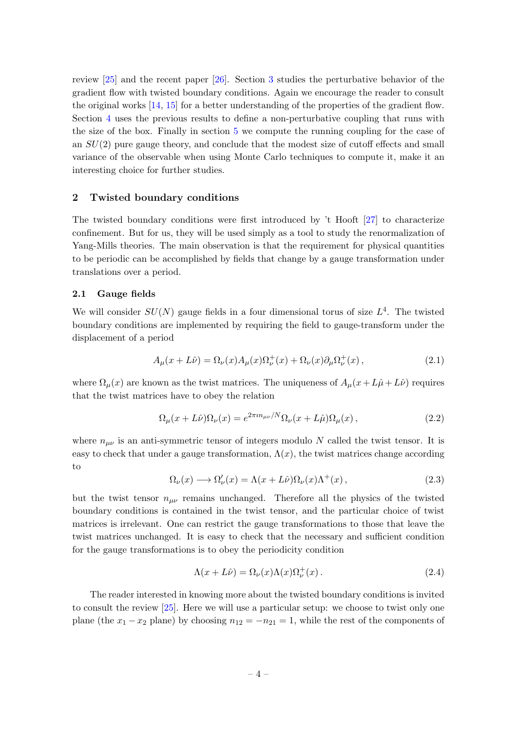review [25] and the recent paper [26]. Section 3 studies the perturbative behavior of the gradient flow with twisted boundary conditions. Again we encourage the reader to consult the original works [14, 15] for a better understanding of the properties of the gradient flow. Section 4 uses the previous results to define a non-perturbative coupling that runs with the size of the box. Finally in section 5 we compute the running coupling for the case of an $SU(2)$ pure gauge theory, and conclude that the modest size of cutoff effects and small variance of the observable when using Monte Carlo techniques to compute it, make it an interesting choice for further studies.

## 2 Twisted boundary conditions

The twisted boundary conditions were first introduced by 't Hooft [27] to characterize confinement. But for us, they will be used simply as a tool to study the renormalization of Yang-Mills theories. The main observation is that the requirement for physical quantities to be periodic can be accomplished by fields that change by a gauge transformation under translations over a period.

### 2.1 Gauge fields

We will consider $SU(N)$ gauge fields in a four dimensional torus of size $L^4$. The twisted boundary conditions are implemented by requiring the field to gauge-transform under the displacement of a period

$$A_\mu(x + L\hat{\nu}) = \Omega_\nu(x) A_\mu(x) \Omega_\nu^+(x) + \Omega_\nu(x) \partial_\mu \Omega_\nu^+(x)\,, \tag{2.1}$$

where $\Omega_\mu(x)$ are known as the twist matrices. The uniqueness of $A_\mu(x + L\hat{\mu} + L\hat{\nu})$ requires that the twist matrices have to obey the relation

$$\Omega_\mu(x + L\hat{\nu})\Omega_\nu(x) = e^{2\pi\imath n_{\mu\nu}/N} \Omega_\nu(x + L\hat{\mu})\Omega_\mu(x)\,, \tag{2.2}$$

where $n_{\mu\nu}$ is an anti-symmetric tensor of integers modulo $N$ called the twist tensor. It is easy to check that under a gauge transformation, $\Lambda(x)$, the twist matrices change according to

$$\Omega_\nu(x) \longrightarrow \Omega'_\nu(x) = \Lambda(x + L\hat{\nu})\Omega_\nu(x)\Lambda^+(x)\,, \tag{2.3}$$

but the twist tensor $n_{\mu\nu}$ remains unchanged. Therefore all the physics of the twisted boundary conditions is contained in the twist tensor, and the particular choice of twist matrices is irrelevant. One can restrict the gauge transformations to those that leave the twist matrices unchanged. It is easy to check that the necessary and sufficient condition for the gauge transformations is to obey the periodicity condition

$$\Lambda(x + L\hat{\nu}) = \Omega_\nu(x)\Lambda(x)\Omega_\nu^+(x)\,. \tag{2.4}$$

The reader interested in knowing more about the twisted boundary conditions is invited to consult the review [25]. Here we will use a particular setup: we choose to twist only one plane (the $x_1 - x_2$ plane) by choosing $n_{12} = -n_{21} = 1$, while the rest of the components of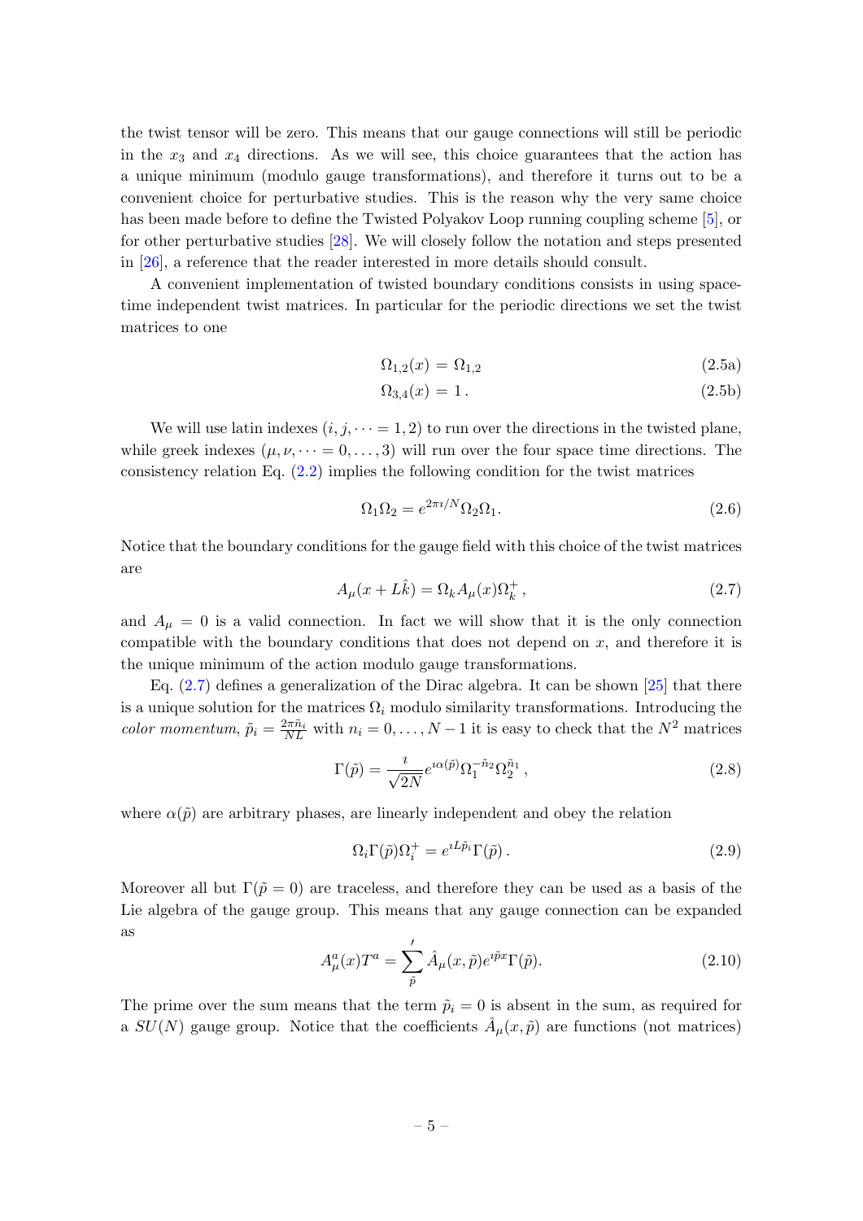the twist tensor will be zero. This means that our gauge connections will still be periodic in the $x_3$ and $x_4$ directions. As we will see, this choice guarantees that the action has a unique minimum (modulo gauge transformations), and therefore it turns out to be a convenient choice for perturbative studies. This is the reason why the very same choice has been made before to define the Twisted Polyakov Loop running coupling scheme [5], or for other perturbative studies [28]. We will closely follow the notation and steps presented in [26], a reference that the reader interested in more details should consult.

A convenient implementation of twisted boundary conditions consists in using space-time independent twist matrices. In particular for the periodic directions we set the twist matrices to one

$$\Omega_{1,2}(x) = \Omega_{1,2} \tag{2.5a}$$

$$\Omega_{3,4}(x) = 1\,. \tag{2.5b}$$

We will use latin indexes $(i, j, \dots = 1, 2)$ to run over the directions in the twisted plane, while greek indexes $(\mu, \nu, \dots = 0, \dots, 3)$ will run over the four space time directions. The consistency relation Eq. (2.2) implies the following condition for the twist matrices

$$\Omega_1 \Omega_2 = e^{2\pi\imath/N} \Omega_2 \Omega_1. \tag{2.6}$$

Notice that the boundary conditions for the gauge field with this choice of the twist matrices are

$$A_\mu(x + L\hat{k}) = \Omega_k A_\mu(x) \Omega_k^+\,, \tag{2.7}$$

and $A_\mu = 0$ is a valid connection. In fact we will show that it is the only connection compatible with the boundary conditions that does not depend on $x$, and therefore it is the unique minimum of the action modulo gauge transformations.

Eq. (2.7) defines a generalization of the Dirac algebra. It can be shown [25] that there is a unique solution for the matrices $\Omega_i$ modulo similarity transformations. Introducing the *color momentum*, $\tilde{p}_i = \frac{2\pi \tilde{n}_i}{NL}$ with $n_i = 0, \dots, N-1$ it is easy to check that the $N^2$ matrices

$$\Gamma(\tilde{p}) = \frac{\imath}{\sqrt{2N}} e^{\imath\alpha(\tilde{p})} \Omega_1^{-\tilde{n}_2} \Omega_2^{\tilde{n}_1}\,, \tag{2.8}$$

where $\alpha(\tilde{p})$ are arbitrary phases, are linearly independent and obey the relation

$$\Omega_i \Gamma(\tilde{p}) \Omega_i^+ = e^{\imath L \tilde{p}_i} \Gamma(\tilde{p})\,. \tag{2.9}$$

Moreover all but $\Gamma(\tilde{p} = 0)$ are traceless, and therefore they can be used as a basis of the Lie algebra of the gauge group. This means that any gauge connection can be expanded as

$$A_\mu^a(x) T^a = \sum_{\tilde{p}}{}' \hat{A}_\mu(x, \tilde{p}) e^{\imath \tilde{p} x} \Gamma(\tilde{p}). \tag{2.10}$$

The prime over the sum means that the term $\tilde{p}_i = 0$ is absent in the sum, as required for a $SU(N)$ gauge group. Notice that the coefficients $\hat{A}_\mu(x, \tilde{p})$ are functions (not matrices)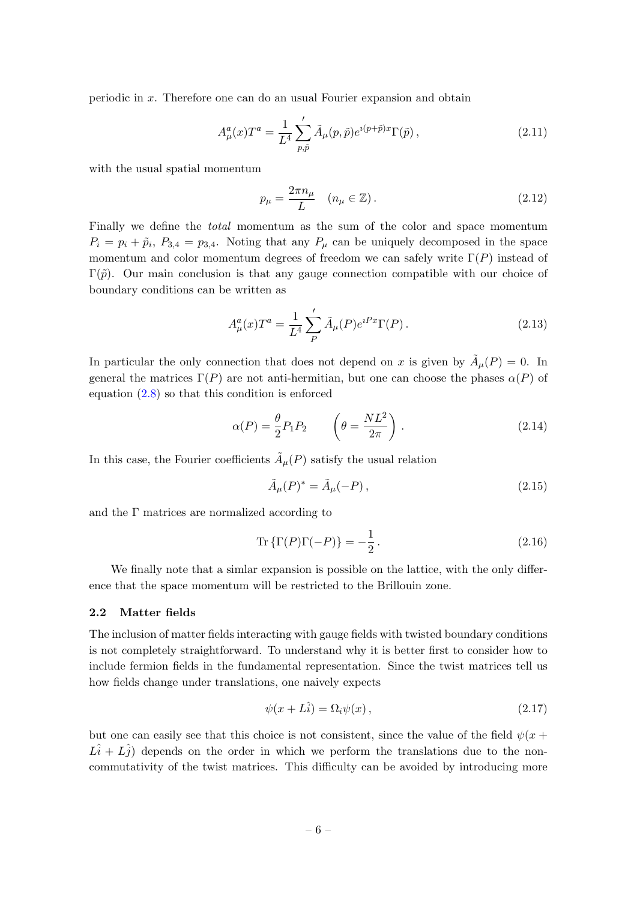periodic in $x$. Therefore one can do an usual Fourier expansion and obtain

$$A^a_\mu(x)T^a = \frac{1}{L^4}\sum_{p,\tilde{p}}{}' \tilde{A}_\mu(p,\tilde{p})e^{\imath(p+\tilde{p})x}\Gamma(\tilde{p})\,, \tag{2.11}$$

with the usual spatial momentum

$$p_\mu = \frac{2\pi n_\mu}{L} \quad (n_\mu \in \mathbb{Z})\,. \tag{2.12}$$

Finally we define the *total* momentum as the sum of the color and space momentum $P_i = p_i + \tilde{p}_i$, $P_{3,4} = p_{3,4}$. Noting that any $P_\mu$ can be uniquely decomposed in the space momentum and color momentum degrees of freedom we can safely write $\Gamma(P)$ instead of $\Gamma(\tilde{p})$. Our main conclusion is that any gauge connection compatible with our choice of boundary conditions can be written as

$$A^a_\mu(x)T^a = \frac{1}{L^4}\sum_{P}{}' \tilde{A}_\mu(P)e^{\imath Px}\Gamma(P)\,. \tag{2.13}$$

In particular the only connection that does not depend on $x$ is given by $\tilde{A}_\mu(P) = 0$. In general the matrices $\Gamma(P)$ are not anti-hermitian, but one can choose the phases $\alpha(P)$ of equation (2.8) so that this condition is enforced

$$\alpha(P) = \frac{\theta}{2}P_1P_2 \qquad \left(\theta = \frac{NL^2}{2\pi}\right)\,. \tag{2.14}$$

In this case, the Fourier coefficients $\tilde{A}_\mu(P)$ satisfy the usual relation

$$\tilde{A}_\mu(P)^* = \tilde{A}_\mu(-P)\,, \tag{2.15}$$

and the $\Gamma$ matrices are normalized according to

$$\mathrm{Tr}\left\{\Gamma(P)\Gamma(-P)\right\} = -\frac{1}{2}\,. \tag{2.16}$$

We finally note that a simlar expansion is possible on the lattice, with the only difference that the space momentum will be restricted to the Brillouin zone.

### 2.2 Matter fields

The inclusion of matter fields interacting with gauge fields with twisted boundary conditions is not completely straightforward. To understand why it is better first to consider how to include fermion fields in the fundamental representation. Since the twist matrices tell us how fields change under translations, one naively expects

$$\psi(x + L\hat{i}) = \Omega_i\psi(x)\,, \tag{2.17}$$

but one can easily see that this choice is not consistent, since the value of the field $\psi(x + L\hat{i} + L\hat{j})$ depends on the order in which we perform the translations due to the non-commutativity of the twist matrices. This difficulty can be avoided by introducing more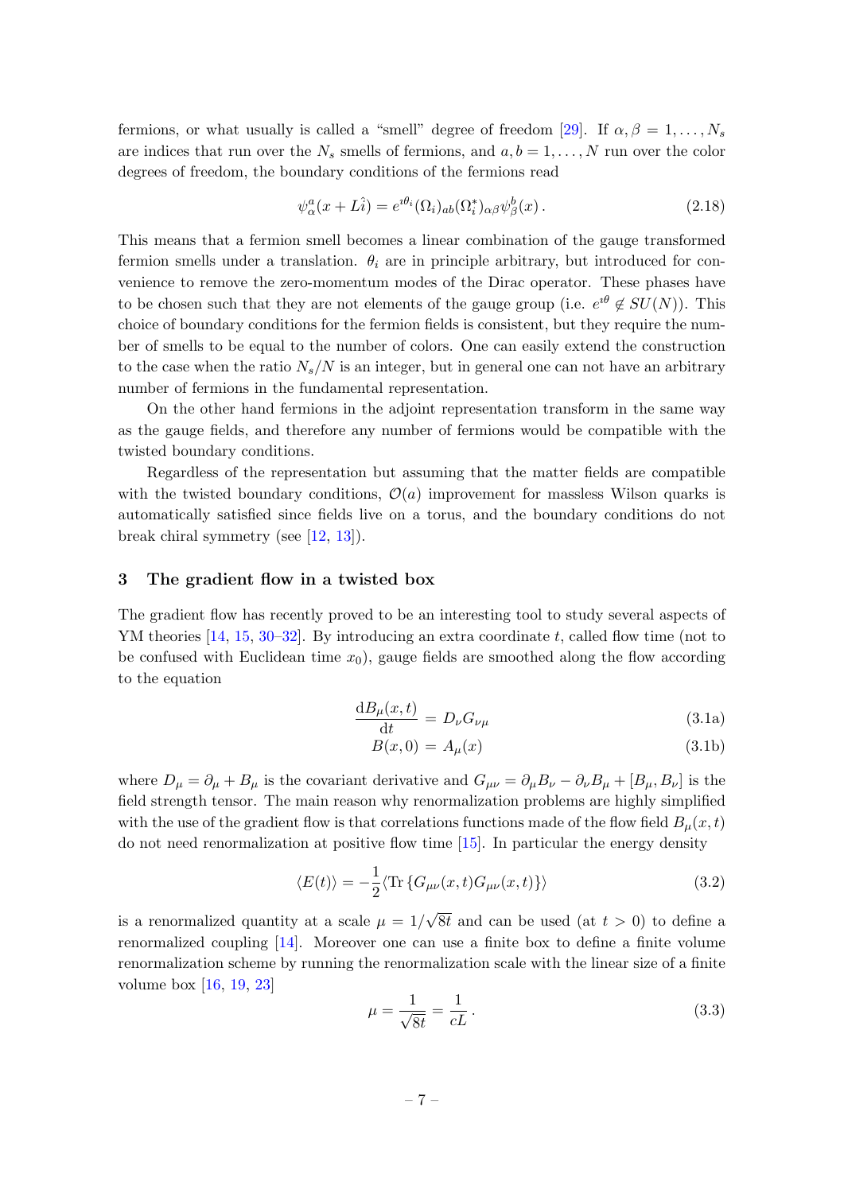fermions, or what usually is called a "smell" degree of freedom [29]. If $\alpha, \beta = 1, \ldots, N_s$ are indices that run over the $N_s$ smells of fermions, and $a, b = 1, \ldots, N$ run over the color degrees of freedom, the boundary conditions of the fermions read

$$\psi^a_\alpha(x + L\hat{i}) = e^{\imath\theta_i}(\Omega_i)_{ab}(\Omega_i^*)_{\alpha\beta}\psi^b_\beta(x)\,. \tag{2.18}$$

This means that a fermion smell becomes a linear combination of the gauge transformed fermion smells under a translation. $\theta_i$ are in principle arbitrary, but introduced for convenience to remove the zero-momentum modes of the Dirac operator. These phases have to be chosen such that they are not elements of the gauge group (i.e. $e^{\imath\theta} \notin SU(N)$). This choice of boundary conditions for the fermion fields is consistent, but they require the number of smells to be equal to the number of colors. One can easily extend the construction to the case when the ratio $N_s/N$ is an integer, but in general one can not have an arbitrary number of fermions in the fundamental representation.

On the other hand fermions in the adjoint representation transform in the same way as the gauge fields, and therefore any number of fermions would be compatible with the twisted boundary conditions.

Regardless of the representation but assuming that the matter fields are compatible with the twisted boundary conditions, $\mathcal{O}(a)$ improvement for massless Wilson quarks is automatically satisfied since fields live on a torus, and the boundary conditions do not break chiral symmetry (see [12, 13]).

## 3 The gradient flow in a twisted box

The gradient flow has recently proved to be an interesting tool to study several aspects of YM theories [14, 15, 30–32]. By introducing an extra coordinate $t$, called flow time (not to be confused with Euclidean time $x_0$), gauge fields are smoothed along the flow according to the equation

$$\frac{\mathrm{d}B_\mu(x,t)}{\mathrm{d}t} = D_\nu G_{\nu\mu} \tag{3.1a}$$

$$B(x,0) = A_\mu(x) \tag{3.1b}$$

where $D_\mu = \partial_\mu + B_\mu$ is the covariant derivative and $G_{\mu\nu} = \partial_\mu B_\nu - \partial_\nu B_\mu + [B_\mu, B_\nu]$ is the field strength tensor. The main reason why renormalization problems are highly simplified with the use of the gradient flow is that correlations functions made of the flow field $B_\mu(x,t)$ do not need renormalization at positive flow time [15]. In particular the energy density

$$\langle E(t)\rangle = -\frac{1}{2}\langle \mathrm{Tr}\left\{G_{\mu\nu}(x,t)G_{\mu\nu}(x,t)\right\}\rangle \tag{3.2}$$

is a renormalized quantity at a scale $\mu = 1/\sqrt{8t}$ and can be used (at $t > 0$) to define a renormalized coupling [14]. Moreover one can use a finite box to define a finite volume renormalization scheme by running the renormalization scale with the linear size of a finite volume box [16, 19, 23]

$$\mu = \frac{1}{\sqrt{8t}} = \frac{1}{cL}\,. \tag{3.3}$$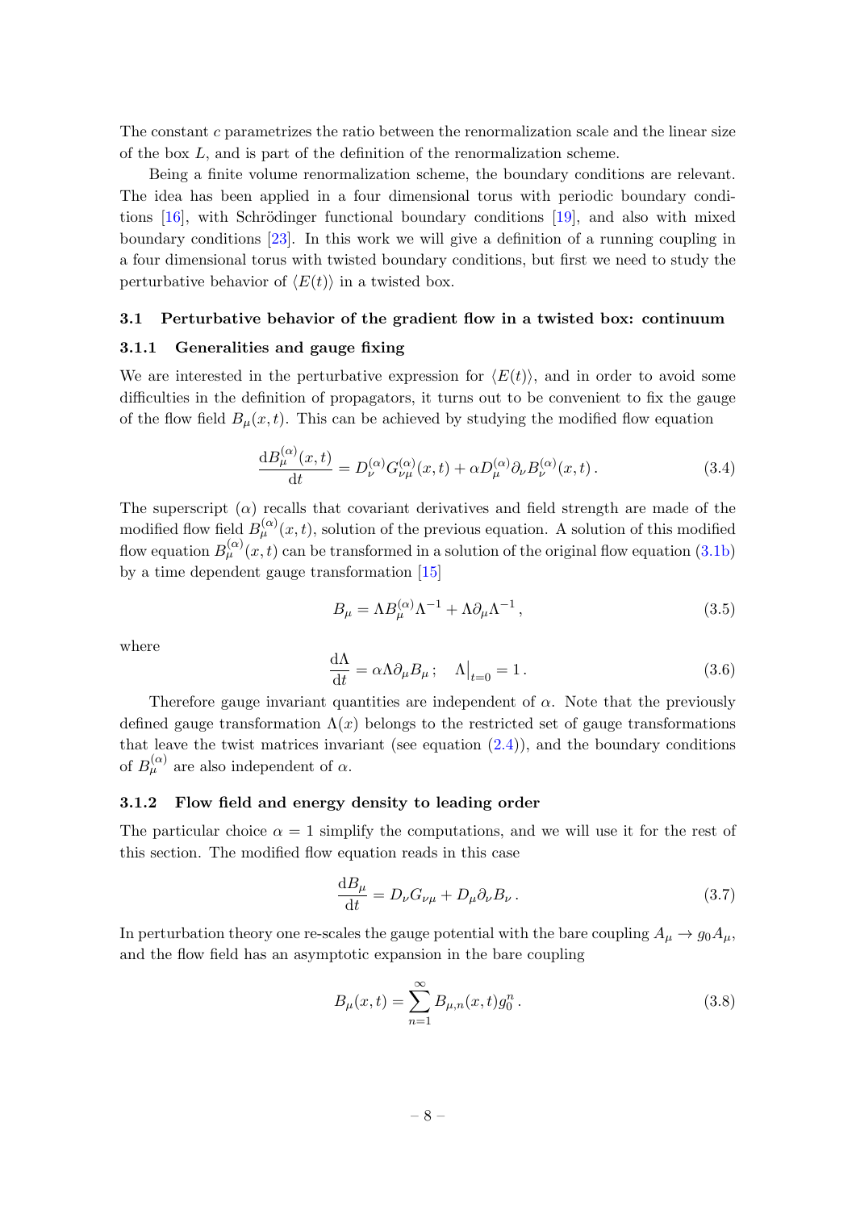The constant $c$ parametrizes the ratio between the renormalization scale and the linear size of the box $L$, and is part of the definition of the renormalization scheme.

Being a finite volume renormalization scheme, the boundary conditions are relevant. The idea has been applied in a four dimensional torus with periodic boundary conditions [16], with Schrödinger functional boundary conditions [19], and also with mixed boundary conditions [23]. In this work we will give a definition of a running coupling in a four dimensional torus with twisted boundary conditions, but first we need to study the perturbative behavior of $\langle E(t)\rangle$ in a twisted box.

## 3.1 Perturbative behavior of the gradient flow in a twisted box: continuum

### 3.1.1 Generalities and gauge fixing

We are interested in the perturbative expression for $\langle E(t)\rangle$, and in order to avoid some difficulties in the definition of propagators, it turns out to be convenient to fix the gauge of the flow field $B_\mu(x,t)$. This can be achieved by studying the modified flow equation

$$\frac{\mathrm{d}B_\mu^{(\alpha)}(x,t)}{\mathrm{d}t} = D_\nu^{(\alpha)} G_{\nu\mu}^{(\alpha)}(x,t) + \alpha D_\mu^{(\alpha)} \partial_\nu B_\nu^{(\alpha)}(x,t)\,. \tag{3.4}$$

The superscript $(\alpha)$ recalls that covariant derivatives and field strength are made of the modified flow field $B_\mu^{(\alpha)}(x,t)$, solution of the previous equation. A solution of this modified flow equation $B_\mu^{(\alpha)}(x,t)$ can be transformed in a solution of the original flow equation (3.1b) by a time dependent gauge transformation [15]

$$B_\mu = \Lambda B_\mu^{(\alpha)} \Lambda^{-1} + \Lambda \partial_\mu \Lambda^{-1}\,, \tag{3.5}$$

where

$$\frac{\mathrm{d}\Lambda}{\mathrm{d}t} = \alpha \Lambda \partial_\mu B_\mu\,; \quad \Lambda\big|_{t=0} = 1\,. \tag{3.6}$$

Therefore gauge invariant quantities are independent of $\alpha$. Note that the previously defined gauge transformation $\Lambda(x)$ belongs to the restricted set of gauge transformations that leave the twist matrices invariant (see equation (2.4)), and the boundary conditions of $B_\mu^{(\alpha)}$ are also independent of $\alpha$.

### 3.1.2 Flow field and energy density to leading order

The particular choice $\alpha = 1$ simplify the computations, and we will use it for the rest of this section. The modified flow equation reads in this case

$$\frac{\mathrm{d}B_\mu}{\mathrm{d}t} = D_\nu G_{\nu\mu} + D_\mu \partial_\nu B_\nu\,. \tag{3.7}$$

In perturbation theory one re-scales the gauge potential with the bare coupling $A_\mu \to g_0 A_\mu$, and the flow field has an asymptotic expansion in the bare coupling

$$B_\mu(x,t) = \sum_{n=1}^{\infty} B_{\mu,n}(x,t) g_0^n\,. \tag{3.8}$$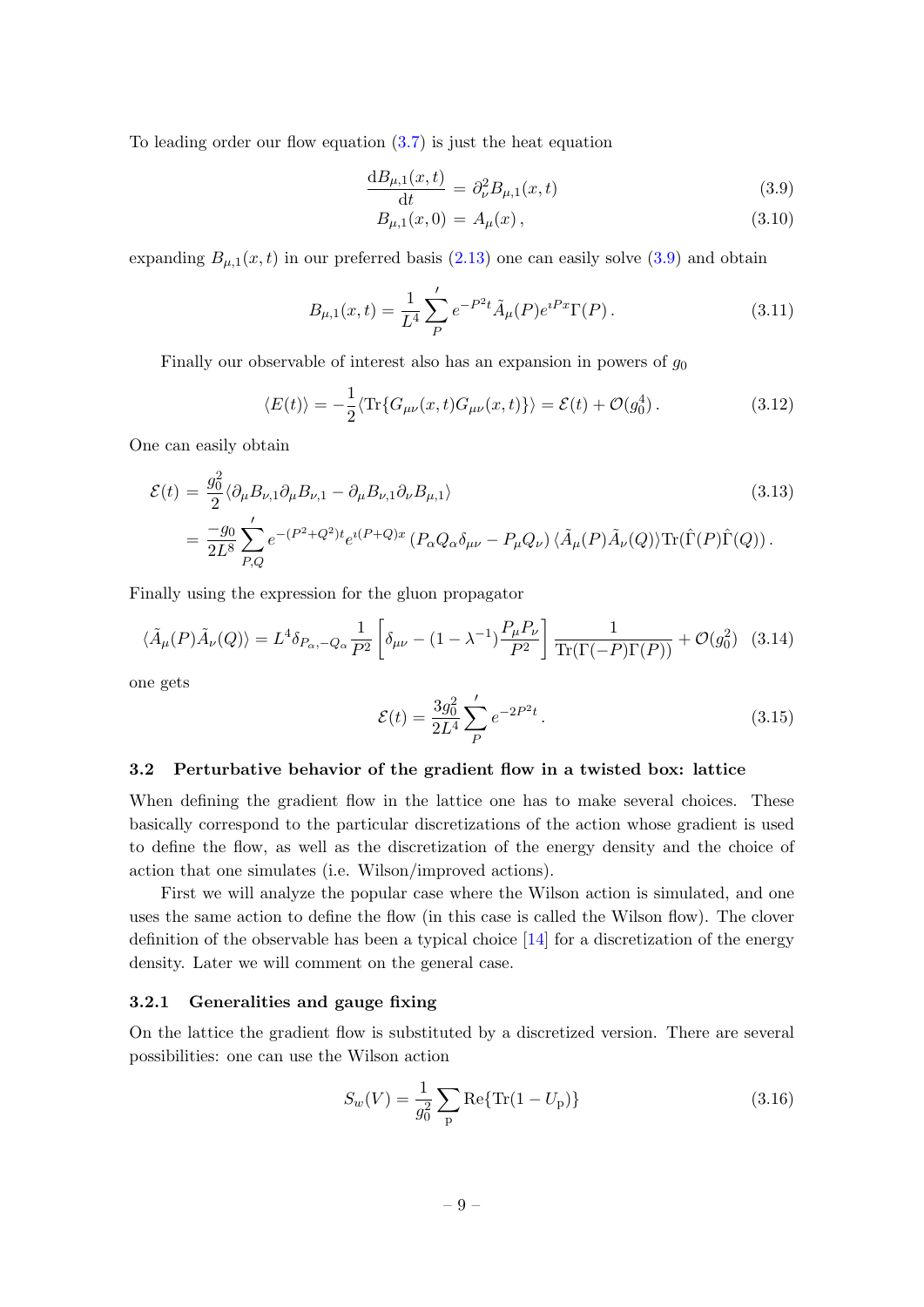To leading order our flow equation (3.7) is just the heat equation

$$\frac{\mathrm{d}B_{\mu,1}(x,t)}{\mathrm{d}t} = \partial_\nu^2 B_{\mu,1}(x,t) \tag{3.9}$$

$$B_{\mu,1}(x,0) = A_\mu(x)\,, \tag{3.10}$$

expanding $B_{\mu,1}(x,t)$ in our preferred basis (2.13) one can easily solve (3.9) and obtain

$$B_{\mu,1}(x,t) = \frac{1}{L^4}\sum_P{}' e^{-P^2 t}\tilde{A}_\mu(P)e^{\imath P x}\Gamma(P)\,. \tag{3.11}$$

Finally our observable of interest also has an expansion in powers of $g_0$

$$\langle E(t)\rangle = -\frac{1}{2}\langle \mathrm{Tr}\{G_{\mu\nu}(x,t)G_{\mu\nu}(x,t)\}\rangle = \mathcal{E}(t) + \mathcal{O}(g_0^4)\,. \tag{3.12}$$

One can easily obtain

$$\begin{aligned}\mathcal{E}(t) &= \frac{g_0^2}{2}\langle \partial_\mu B_{\nu,1}\partial_\mu B_{\nu,1} - \partial_\mu B_{\nu,1}\partial_\nu B_{\mu,1}\rangle \\ &= \frac{-g_0}{2L^8}\sum_{P,Q}{}' e^{-(P^2+Q^2)t}e^{\imath(P+Q)x}\left(P_\alpha Q_\alpha \delta_{\mu\nu} - P_\mu Q_\nu\right)\langle \tilde{A}_\mu(P)\tilde{A}_\nu(Q)\rangle \mathrm{Tr}(\hat{\Gamma}(P)\hat{\Gamma}(Q))\,.\end{aligned} \tag{3.13}$$

Finally using the expression for the gluon propagator

$$\langle \tilde{A}_\mu(P)\tilde{A}_\nu(Q)\rangle = L^4\delta_{P_\alpha,-Q_\alpha}\frac{1}{P^2}\left[\delta_{\mu\nu} - (1-\lambda^{-1})\frac{P_\mu P_\nu}{P^2}\right]\frac{1}{\mathrm{Tr}(\Gamma(-P)\Gamma(P))} + \mathcal{O}(g_0^2) \tag{3.14}$$

one gets

$$\mathcal{E}(t) = \frac{3g_0^2}{2L^4}\sum_P{}' e^{-2P^2 t}\,. \tag{3.15}$$

### 3.2 Perturbative behavior of the gradient flow in a twisted box: lattice

When defining the gradient flow in the lattice one has to make several choices. These basically correspond to the particular discretizations of the action whose gradient is used to define the flow, as well as the discretization of the energy density and the choice of action that one simulates (i.e. Wilson/improved actions).

First we will analyze the popular case where the Wilson action is simulated, and one uses the same action to define the flow (in this case is called the Wilson flow). The clover definition of the observable has been a typical choice [14] for a discretization of the energy density. Later we will comment on the general case.

#### 3.2.1 Generalities and gauge fixing

On the lattice the gradient flow is substituted by a discretized version. There are several possibilities: one can use the Wilson action

$$S_w(V) = \frac{1}{g_0^2}\sum_{\mathrm{p}}\mathrm{Re}\{\mathrm{Tr}(1-U_{\mathrm{p}})\} \tag{3.16}$$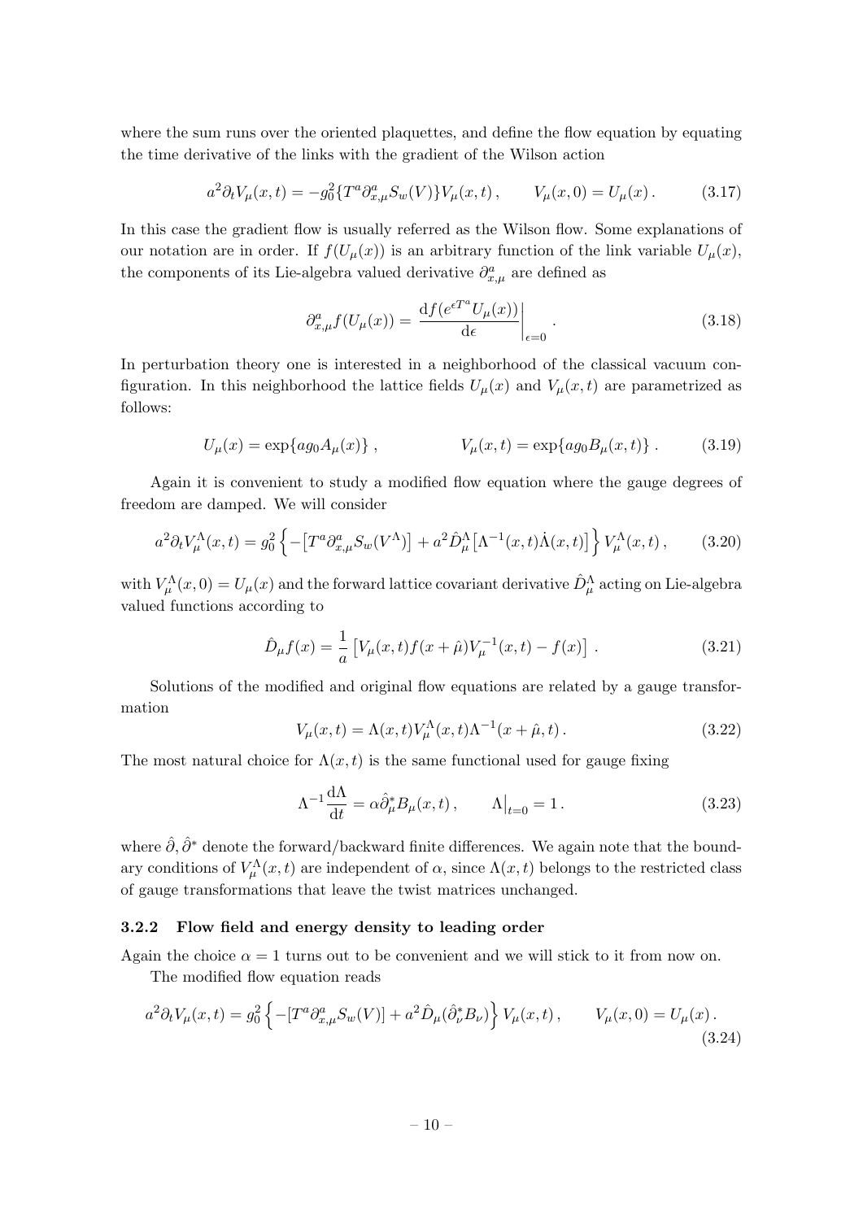where the sum runs over the oriented plaquettes, and define the flow equation by equating the time derivative of the links with the gradient of the Wilson action

$$a^2\partial_t V_\mu(x,t) = -g_0^2\{T^a\partial^a_{x,\mu}S_w(V)\}V_\mu(x,t)\,, \qquad V_\mu(x,0) = U_\mu(x)\,. \tag{3.17}$$

In this case the gradient flow is usually referred as the Wilson flow. Some explanations of our notation are in order. If $f(U_\mu(x))$ is an arbitrary function of the link variable $U_\mu(x)$, the components of its Lie-algebra valued derivative $\partial^a_{x,\mu}$ are defined as

$$\partial^a_{x,\mu} f(U_\mu(x)) = \left.\frac{\mathrm{d}f(e^{\epsilon T^a}U_\mu(x))}{\mathrm{d}\epsilon}\right|_{\epsilon=0}\,. \tag{3.18}$$

In perturbation theory one is interested in a neighborhood of the classical vacuum configuration. In this neighborhood the lattice fields $U_\mu(x)$ and $V_\mu(x,t)$ are parametrized as follows:

$$U_\mu(x) = \exp\{ag_0A_\mu(x)\}\,, \qquad\qquad V_\mu(x,t) = \exp\{ag_0B_\mu(x,t)\}\,. \tag{3.19}$$

Again it is convenient to study a modified flow equation where the gauge degrees of freedom are damped. We will consider

$$a^2\partial_t V^\Lambda_\mu(x,t) = g_0^2\left\{-\left[T^a\partial^a_{x,\mu}S_w(V^\Lambda)\right] + a^2\hat{D}^\Lambda_\mu\left[\Lambda^{-1}(x,t)\dot{\Lambda}(x,t)\right]\right\}V^\Lambda_\mu(x,t)\,, \tag{3.20}$$

with $V^\Lambda_\mu(x,0) = U_\mu(x)$ and the forward lattice covariant derivative $\hat{D}^\Lambda_\mu$ acting on Lie-algebra valued functions according to

$$\hat{D}_\mu f(x) = \frac{1}{a}\left[V_\mu(x,t)f(x+\hat{\mu})V_\mu^{-1}(x,t) - f(x)\right]\,. \tag{3.21}$$

Solutions of the modified and original flow equations are related by a gauge transformation

$$V_\mu(x,t) = \Lambda(x,t)V^\Lambda_\mu(x,t)\Lambda^{-1}(x+\hat{\mu},t)\,. \tag{3.22}$$

The most natural choice for $\Lambda(x,t)$ is the same functional used for gauge fixing

$$\Lambda^{-1}\frac{\mathrm{d}\Lambda}{\mathrm{d}t} = \alpha\hat{\partial}^*_\mu B_\mu(x,t)\,, \qquad \Lambda\big|_{t=0} = 1\,. \tag{3.23}$$

where $\hat{\partial}, \hat{\partial}^*$ denote the forward/backward finite differences. We again note that the boundary conditions of $V^\Lambda_\mu(x,t)$ are independent of $\alpha$, since $\Lambda(x,t)$ belongs to the restricted class of gauge transformations that leave the twist matrices unchanged.

### 3.2.2 Flow field and energy density to leading order

Again the choice $\alpha = 1$ turns out to be convenient and we will stick to it from now on.

The modified flow equation reads

$$a^2\partial_t V_\mu(x,t) = g_0^2\left\{-[T^a\partial^a_{x,\mu}S_w(V)] + a^2\hat{D}_\mu(\hat{\partial}^*_\nu B_\nu)\right\}V_\mu(x,t)\,, \qquad V_\mu(x,0) = U_\mu(x)\,. \tag{3.24}$$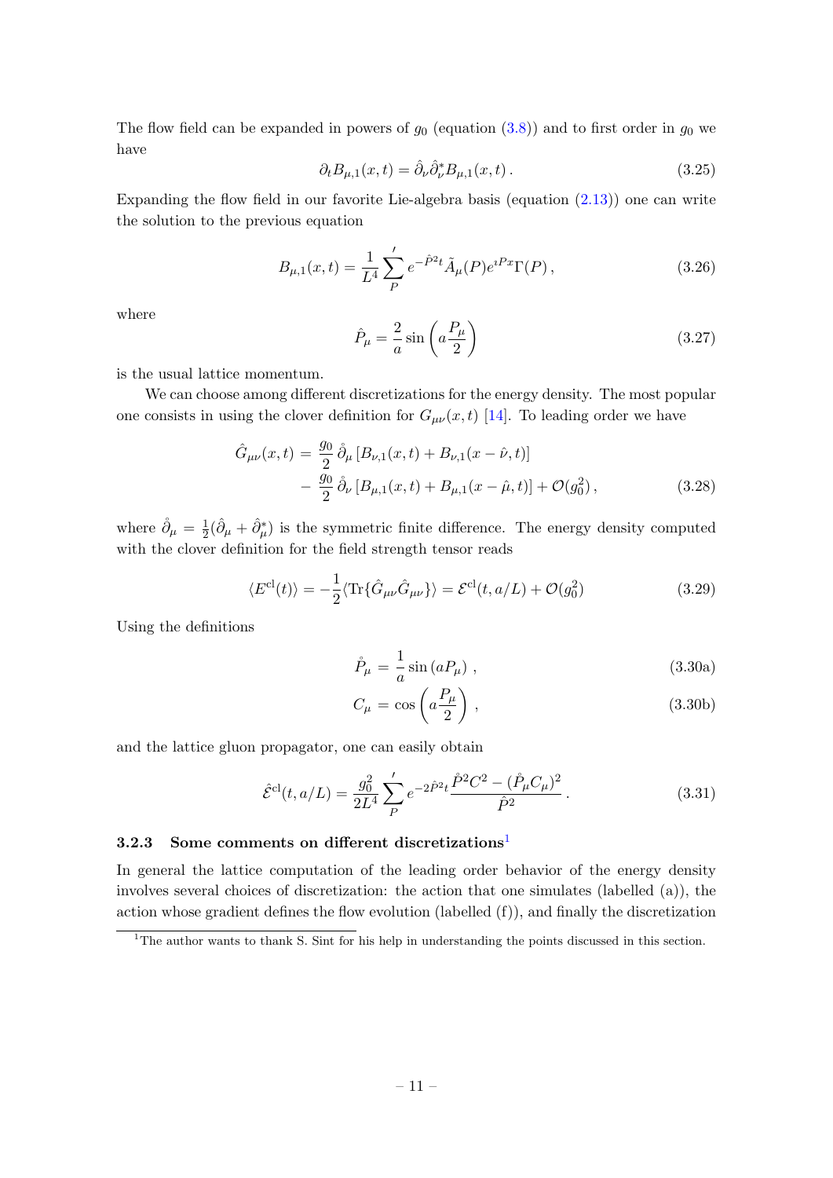The flow field can be expanded in powers of $g_0$ (equation (3.8)) and to first order in $g_0$ we have

$$\partial_t B_{\mu,1}(x,t) = \hat{\partial}_\nu \hat{\partial}^*_\nu B_{\mu,1}(x,t)\,. \tag{3.25}$$

Expanding the flow field in our favorite Lie-algebra basis (equation (2.13)) one can write the solution to the previous equation

$$B_{\mu,1}(x,t) = \frac{1}{L^4} \sum_P{}' \, e^{-\hat{P}^2 t} \tilde{A}_\mu(P) e^{\imath P x} \Gamma(P)\,, \tag{3.26}$$

where

$$\hat{P}_\mu = \frac{2}{a} \sin\left( a \frac{P_\mu}{2} \right) \tag{3.27}$$

is the usual lattice momentum.

We can choose among different discretizations for the energy density. The most popular one consists in using the clover definition for $G_{\mu\nu}(x,t)$ [14]. To leading order we have

$$\begin{aligned}
\hat{G}_{\mu\nu}(x,t) =& \frac{g_0}{2} \mathring{\partial}_\mu \left[ B_{\nu,1}(x,t) + B_{\nu,1}(x-\hat{\nu},t) \right] \\
&- \frac{g_0}{2} \mathring{\partial}_\nu \left[ B_{\mu,1}(x,t) + B_{\mu,1}(x-\hat{\mu},t) \right] + \mathcal{O}(g_0^2)\,,
\end{aligned} \tag{3.28}$$

where $\mathring{\partial}_\mu = \frac{1}{2}(\hat{\partial}_\mu + \hat{\partial}^*_\mu)$ is the symmetric finite difference. The energy density computed with the clover definition for the field strength tensor reads

$$\langle E^{\rm cl}(t) \rangle = -\frac{1}{2} \langle {\rm Tr}\{\hat{G}_{\mu\nu}\hat{G}_{\mu\nu}\} \rangle = \mathcal{E}^{\rm cl}(t, a/L) + \mathcal{O}(g_0^2) \tag{3.29}$$

Using the definitions

$$\mathring{P}_\mu = \frac{1}{a} \sin\left( a P_\mu \right)\,, \tag{3.30a}$$

$$C_\mu = \cos\left( a \frac{P_\mu}{2} \right)\,, \tag{3.30b}$$

and the lattice gluon propagator, one can easily obtain

$$\hat{\mathcal{E}}^{\rm cl}(t, a/L) = \frac{g_0^2}{2L^4} \sum_P{}' \, e^{-2\hat{P}^2 t} \frac{\mathring{P}^2 C^2 - (\mathring{P}_\mu C_\mu)^2}{\hat{P}^2}\,. \tag{3.31}$$

### 3.2.3 Some comments on different discretizations[1]

In general the lattice computation of the leading order behavior of the energy density involves several choices of discretization: the action that one simulates (labelled (a)), the action whose gradient defines the flow evolution (labelled (f)), and finally the discretization

[1] The author wants to thank S. Sint for his help in understanding the points discussed in this section.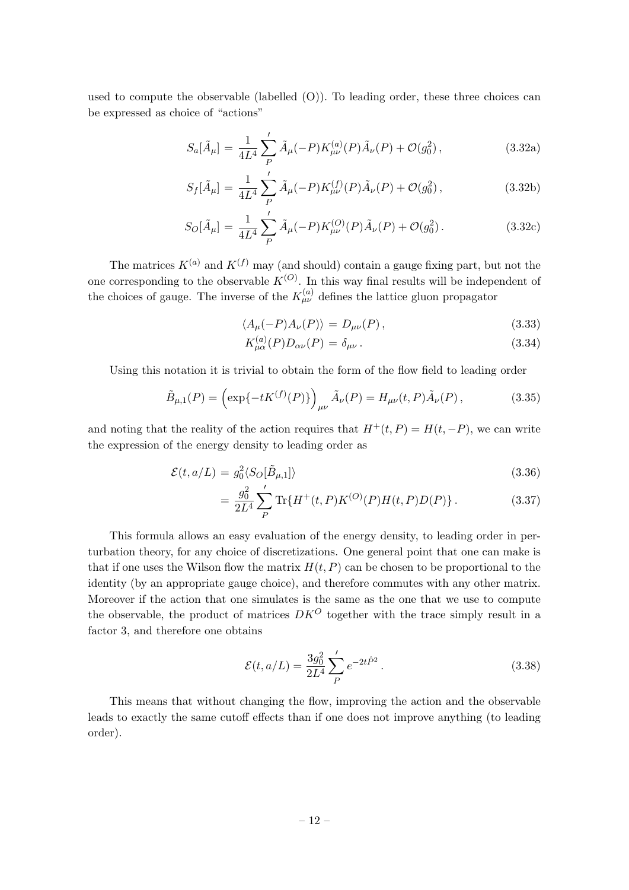used to compute the observable (labelled (O)). To leading order, these three choices can be expressed as choice of "actions"

$$S_a[\tilde{A}_\mu] = \frac{1}{4L^4} \sum_P{}' \tilde{A}_\mu(-P) K^{(a)}_{\mu\nu}(P) \tilde{A}_\nu(P) + \mathcal{O}(g_0^2)\,, \tag{3.32a}$$

$$S_f[\tilde{A}_\mu] = \frac{1}{4L^4} \sum_P{}' \tilde{A}_\mu(-P) K^{(f)}_{\mu\nu}(P) \tilde{A}_\nu(P) + \mathcal{O}(g_0^2)\,, \tag{3.32b}$$

$$S_O[\tilde{A}_\mu] = \frac{1}{4L^4} \sum_P{}' \tilde{A}_\mu(-P) K^{(O)}_{\mu\nu}(P) \tilde{A}_\nu(P) + \mathcal{O}(g_0^2)\,. \tag{3.32c}$$

The matrices $K^{(a)}$ and $K^{(f)}$ may (and should) contain a gauge fixing part, but not the one corresponding to the observable $K^{(O)}$. In this way final results will be independent of the choices of gauge. The inverse of the $K^{(a)}_{\mu\nu}$ defines the lattice gluon propagator

$$\langle A_\mu(-P) A_\nu(P) \rangle = D_{\mu\nu}(P)\,, \tag{3.33}$$

$$K^{(a)}_{\mu\alpha}(P) D_{\alpha\nu}(P) = \delta_{\mu\nu}\,. \tag{3.34}$$

Using this notation it is trivial to obtain the form of the flow field to leading order

$$\tilde{B}_{\mu,1}(P) = \left(\exp\{-tK^{(f)}(P)\}\right)_{\mu\nu} \tilde{A}_\nu(P) = H_{\mu\nu}(t,P)\tilde{A}_\nu(P)\,, \tag{3.35}$$

and noting that the reality of the action requires that $H^+(t,P) = H(t,-P)$, we can write the expression of the energy density to leading order as

$$\mathcal{E}(t, a/L) = g_0^2 \langle S_O[\tilde{B}_{\mu,1}] \rangle \tag{3.36}$$

$$= \frac{g_0^2}{2L^4} \sum_P{}' \mathrm{Tr}\{H^+(t,P) K^{(O)}(P) H(t,P) D(P)\}\,. \tag{3.37}$$

This formula allows an easy evaluation of the energy density, to leading order in perturbation theory, for any choice of discretizations. One general point that one can make is that if one uses the Wilson flow the matrix $H(t,P)$ can be chosen to be proportional to the identity (by an appropriate gauge choice), and therefore commutes with any other matrix. Moreover if the action that one simulates is the same as the one that we use to compute the observable, the product of matrices $DK^O$ together with the trace simply result in a factor 3, and therefore one obtains

$$\mathcal{E}(t, a/L) = \frac{3g_0^2}{2L^4} \sum_P{}' e^{-2t\hat{P}^2}\,. \tag{3.38}$$

This means that without changing the flow, improving the action and the observable leads to exactly the same cutoff effects than if one does not improve anything (to leading order).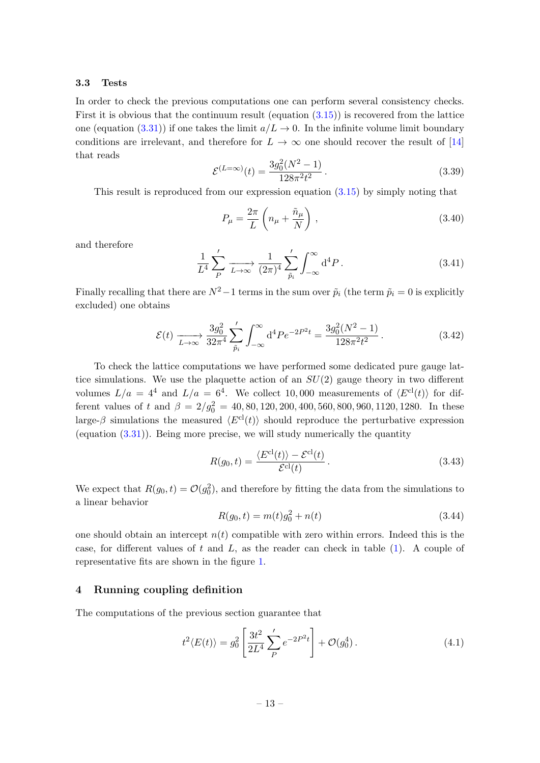### 3.3 Tests

In order to check the previous computations one can perform several consistency checks. First it is obvious that the continuum result (equation (3.15)) is recovered from the lattice one (equation (3.31)) if one takes the limit $a/L \to 0$. In the infinite volume limit boundary conditions are irrelevant, and therefore for $L \to \infty$ one should recover the result of [14] that reads

$$\mathcal{E}^{(L=\infty)}(t) = \frac{3g_0^2(N^2-1)}{128\pi^2 t^2}\,. \tag{3.39}$$

This result is reproduced from our expression equation (3.15) by simply noting that

$$P_\mu = \frac{2\pi}{L}\left(n_\mu + \frac{\tilde{n}_\mu}{N}\right)\,, \tag{3.40}$$

and therefore

$$\frac{1}{L^4}\sum_P{}' \xrightarrow[L\to\infty]{} \frac{1}{(2\pi)^4}\sum_{\tilde{p}_i}{}' \int_{-\infty}^{\infty} \mathrm{d}^4 P\,. \tag{3.41}$$

Finally recalling that there are $N^2-1$ terms in the sum over $\tilde{p}_i$ (the term $\tilde{p}_i = 0$ is explicitly excluded) one obtains

$$\mathcal{E}(t) \xrightarrow[L\to\infty]{} \frac{3g_0^2}{32\pi^4}\sum_{\tilde{p}_i}{}' \int_{-\infty}^{\infty} \mathrm{d}^4 P e^{-2P^2 t} = \frac{3g_0^2(N^2-1)}{128\pi^2 t^2}\,. \tag{3.42}$$

To check the lattice computations we have performed some dedicated pure gauge lattice simulations. We use the plaquette action of an $SU(2)$ gauge theory in two different volumes $L/a = 4^4$ and $L/a = 6^4$. We collect 10,000 measurements of $\langle E^{\mathrm{cl}}(t)\rangle$ for different values of $t$ and $\beta = 2/g_0^2 = 40, 80, 120, 200, 400, 560, 800, 960, 1120, 1280$. In these large-$\beta$ simulations the measured $\langle E^{\mathrm{cl}}(t)\rangle$ should reproduce the perturbative expression (equation (3.31)). Being more precise, we will study numerically the quantity

$$R(g_0, t) = \frac{\langle E^{\mathrm{cl}}(t)\rangle - \mathcal{E}^{\mathrm{cl}}(t)}{\mathcal{E}^{\mathrm{cl}}(t)}\,. \tag{3.43}$$

We expect that $R(g_0, t) = \mathcal{O}(g_0^2)$, and therefore by fitting the data from the simulations to a linear behavior

$$R(g_0, t) = m(t) g_0^2 + n(t) \tag{3.44}$$

one should obtain an intercept $n(t)$ compatible with zero within errors. Indeed this is the case, for different values of $t$ and $L$, as the reader can check in table (1). A couple of representative fits are shown in the figure 1.

## 4 Running coupling definition

The computations of the previous section guarantee that

$$t^2\langle E(t)\rangle = g_0^2\left[\frac{3t^2}{2L^4}\sum_P{}' e^{-2P^2 t}\right] + \mathcal{O}(g_0^4)\,. \tag{4.1}$$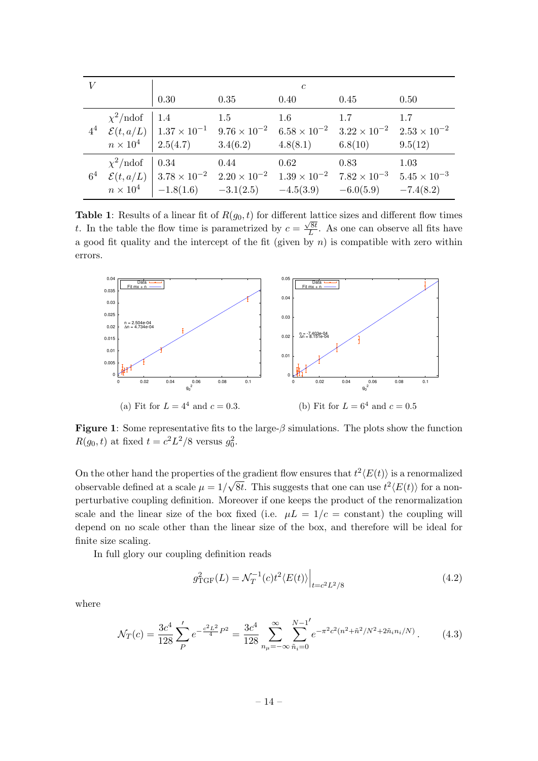| $V$ | | $c$ | | | | |
|---|---|---|---|---|---|---|
| | | 0.30 | 0.35 | 0.40 | 0.45 | 0.50 |
| $4^4$ | $\chi^2/\text{ndof}$ | 1.4 | 1.5 | 1.6 | 1.7 | 1.7 |
| | $\mathcal{E}(t,a/L)$ | $1.37\times10^{-1}$ | $9.76\times10^{-2}$ | $6.58\times10^{-2}$ | $3.22\times10^{-2}$ | $2.53\times10^{-2}$ |
| | $n\times10^4$ | 2.5(4.7) | 3.4(6.2) | 4.8(8.1) | 6.8(10) | 9.5(12) |
| $6^4$ | $\chi^2/\text{ndof}$ | 0.34 | 0.44 | 0.62 | 0.83 | 1.03 |
| | $\mathcal{E}(t,a/L)$ | $3.78\times10^{-2}$ | $2.20\times10^{-2}$ | $1.39\times10^{-2}$ | $7.82\times10^{-3}$ | $5.45\times10^{-3}$ |
| | $n\times10^4$ | $-1.8(1.6)$ | $-3.1(2.5)$ | $-4.5(3.9)$ | $-6.0(5.9)$ | $-7.4(8.2)$ |

**Table 1**: Results of a linear fit of $R(g_0,t)$ for different lattice sizes and different flow times $t$. In the table the flow time is parametrized by $c=\frac{\sqrt{8t}}{L}$. As one can observe all fits have a good fit quality and the intercept of the fit (given by $n$) is compatible with zero within errors.

(a) Fit for $L=4^4$ and $c=0.3$.

(b) Fit for $L=6^4$ and $c=0.5$

**Figure 1**: Some representative fits to the large-$\beta$ simulations. The plots show the function $R(g_0,t)$ at fixed $t=c^2L^2/8$ versus $g_0^2$.

On the other hand the properties of the gradient flow ensures that $t^2\langle E(t)\rangle$ is a renormalized observable defined at a scale $\mu=1/\sqrt{8t}$. This suggests that one can use $t^2\langle E(t)\rangle$ for a non-perturbative coupling definition. Moreover if one keeps the product of the renormalization scale and the linear size of the box fixed (i.e. $\mu L=1/c=$ constant) the coupling will depend on no scale other than the linear size of the box, and therefore will be ideal for finite size scaling.

In full glory our coupling definition reads

$$g^2_{\text{TGF}}(L)=\mathcal{N}_T^{-1}(c)t^2\langle E(t)\rangle\Big|_{t=c^2L^2/8} \tag{4.2}$$

where

$$\mathcal{N}_T(c)=\frac{3c^4}{128}\sum_P{}' e^{-\frac{c^2L^2}{4}P^2}=\frac{3c^4}{128}\sum_{n_\mu=-\infty}^{\infty}\sum_{\tilde{n}_i=0}^{N-1\,\prime} e^{-\pi^2c^2(n^2+\tilde{n}^2/N^2+2\tilde{n}_in_i/N)}\,. \tag{4.3}$$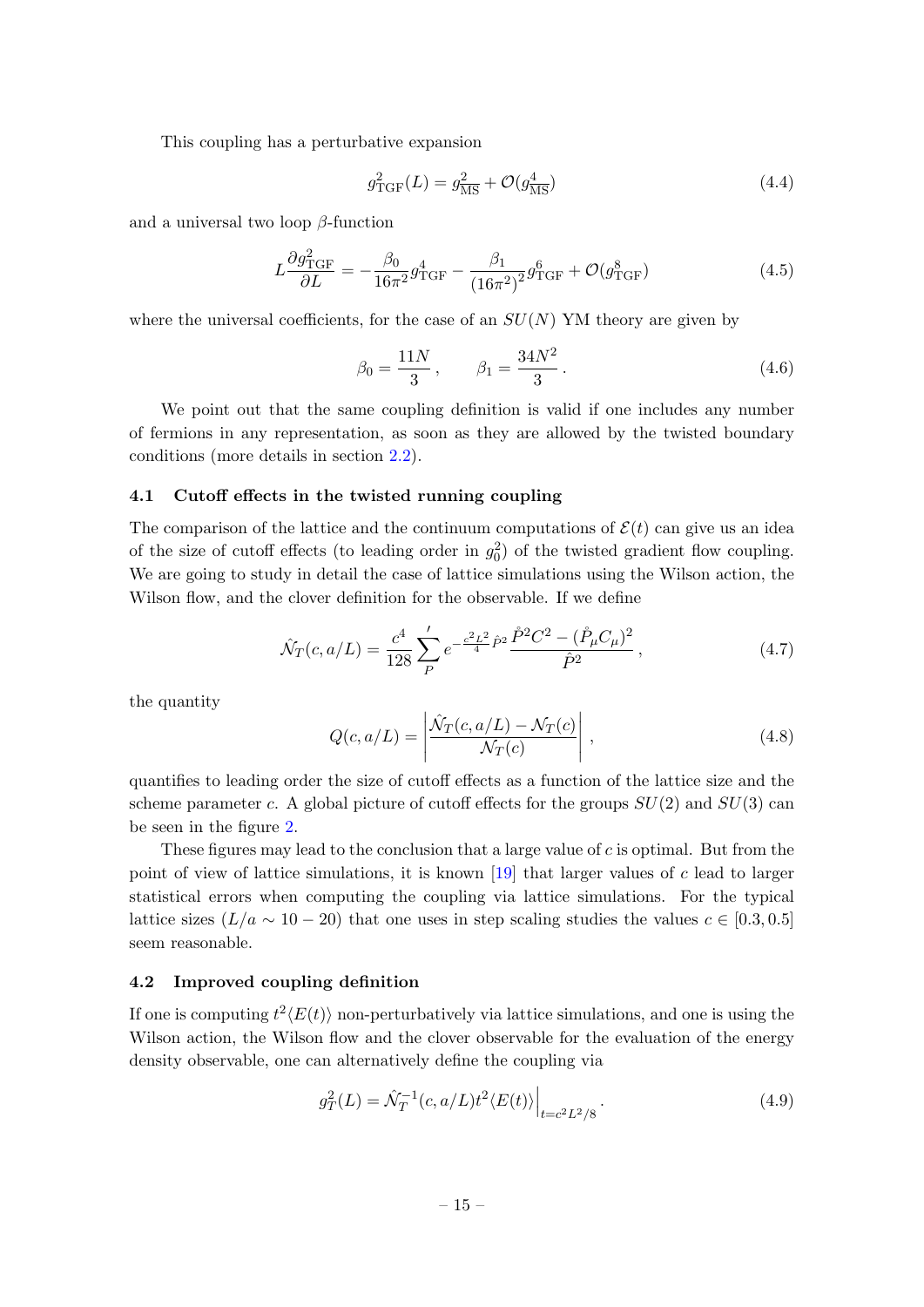This coupling has a perturbative expansion

$$g^2_{\rm TGF}(L) = g^2_{\overline{\rm MS}} + \mathcal{O}(g^4_{\overline{\rm MS}}) \tag{4.4}$$

and a universal two loop $\beta$-function

$$L\frac{\partial g^2_{\rm TGF}}{\partial L} = -\frac{\beta_0}{16\pi^2} g^4_{\rm TGF} - \frac{\beta_1}{(16\pi^2)^2} g^6_{\rm TGF} + \mathcal{O}(g^8_{\rm TGF}) \tag{4.5}$$

where the universal coefficients, for the case of an $SU(N)$ YM theory are given by

$$\beta_0 = \frac{11N}{3}\,, \qquad \beta_1 = \frac{34N^2}{3}\,. \tag{4.6}$$

We point out that the same coupling definition is valid if one includes any number of fermions in any representation, as soon as they are allowed by the twisted boundary conditions (more details in section 2.2).

### 4.1 Cutoff effects in the twisted running coupling

The comparison of the lattice and the continuum computations of $\mathcal{E}(t)$ can give us an idea of the size of cutoff effects (to leading order in $g_0^2$) of the twisted gradient flow coupling. We are going to study in detail the case of lattice simulations using the Wilson action, the Wilson flow, and the clover definition for the observable. If we define

$$\hat{\mathcal{N}}_T(c, a/L) = \frac{c^4}{128} \sum_P{}' e^{-\frac{c^2 L^2}{4}\hat{P}^2} \frac{\mathring{P}^2 C^2 - (\mathring{P}_\mu C_\mu)^2}{\hat{P}^2}\,, \tag{4.7}$$

the quantity

$$Q(c, a/L) = \left| \frac{\hat{\mathcal{N}}_T(c, a/L) - \mathcal{N}_T(c)}{\mathcal{N}_T(c)} \right|\,, \tag{4.8}$$

quantifies to leading order the size of cutoff effects as a function of the lattice size and the scheme parameter $c$. A global picture of cutoff effects for the groups $SU(2)$ and $SU(3)$ can be seen in the figure 2.

These figures may lead to the conclusion that a large value of $c$ is optimal. But from the point of view of lattice simulations, it is known [19] that larger values of $c$ lead to larger statistical errors when computing the coupling via lattice simulations. For the typical lattice sizes ($L/a \sim 10-20$) that one uses in step scaling studies the values $c \in [0.3, 0.5]$ seem reasonable.

### 4.2 Improved coupling definition

If one is computing $t^2\langle E(t)\rangle$ non-perturbatively via lattice simulations, and one is using the Wilson action, the Wilson flow and the clover observable for the evaluation of the energy density observable, one can alternatively define the coupling via

$$g^2_T(L) = \hat{\mathcal{N}}_T^{-1}(c, a/L) t^2 \langle E(t)\rangle \Big|_{t=c^2L^2/8}\,. \tag{4.9}$$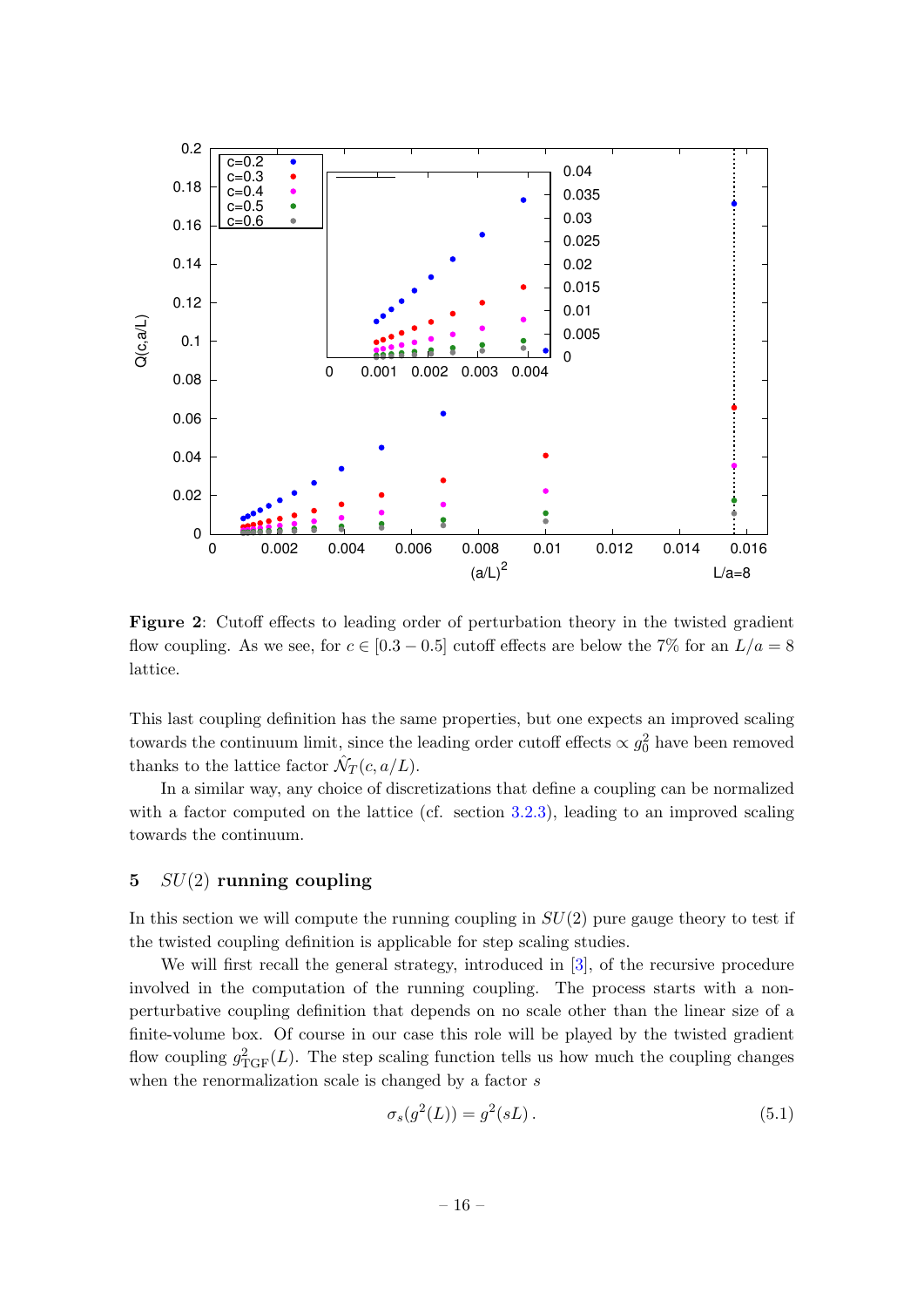**Figure 2**: Cutoff effects to leading order of perturbation theory in the twisted gradient flow coupling. As we see, for $c \in [0.3 - 0.5]$ cutoff effects are below the 7% for an $L/a = 8$ lattice.

This last coupling definition has the same properties, but one expects an improved scaling towards the continuum limit, since the leading order cutoff effects $\propto g_0^2$ have been removed thanks to the lattice factor $\hat{\mathcal{N}}_T(c, a/L)$.

In a similar way, any choice of discretizations that define a coupling can be normalized with a factor computed on the lattice (cf. section 3.2.3), leading to an improved scaling towards the continuum.

## 5 $SU(2)$ running coupling

In this section we will compute the running coupling in $SU(2)$ pure gauge theory to test if the twisted coupling definition is applicable for step scaling studies.

We will first recall the general strategy, introduced in [3], of the recursive procedure involved in the computation of the running coupling. The process starts with a non-perturbative coupling definition that depends on no scale other than the linear size of a finite-volume box. Of course in our case this role will be played by the twisted gradient flow coupling $g^2_{\rm TGF}(L)$. The step scaling function tells us how much the coupling changes when the renormalization scale is changed by a factor $s$

$$\sigma_s(g^2(L)) = g^2(sL)\,. \tag{5.1}$$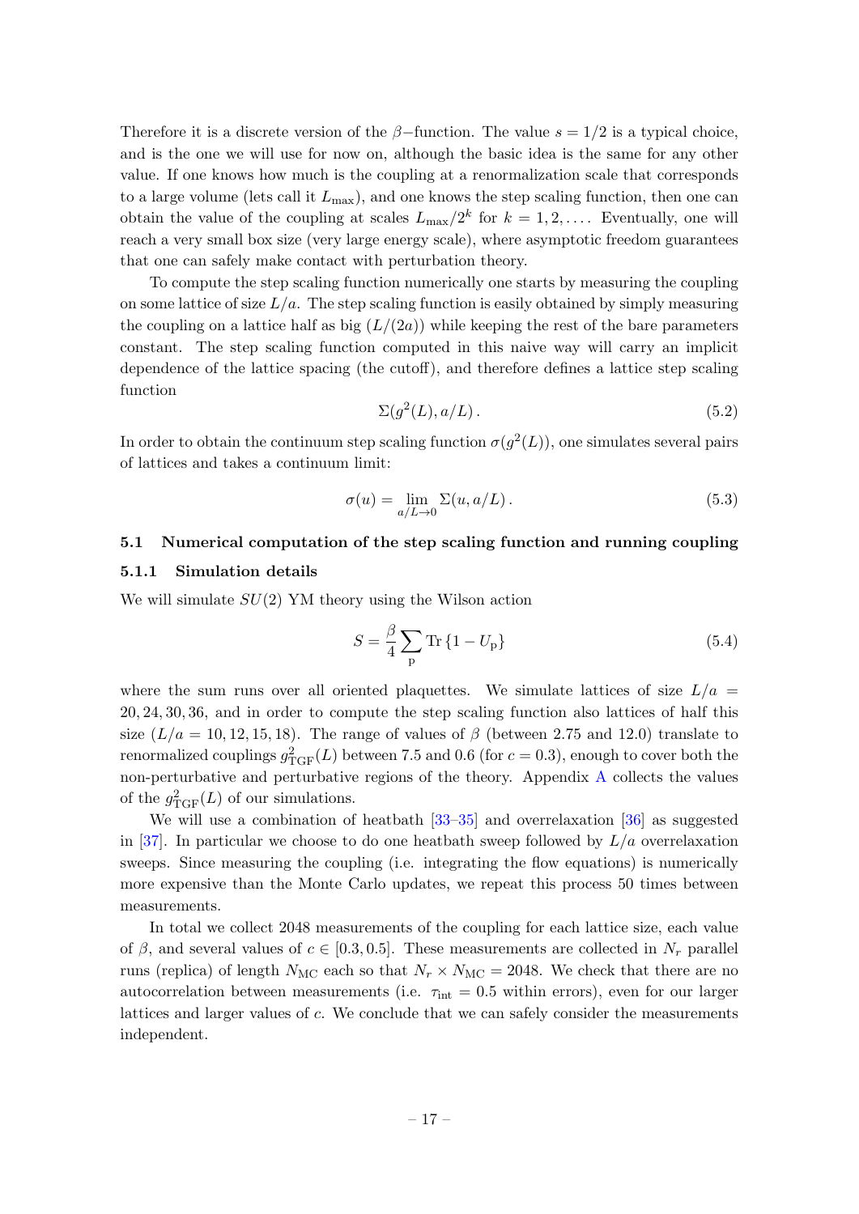Therefore it is a discrete version of the $\beta-$function. The value $s = 1/2$ is a typical choice, and is the one we will use for now on, although the basic idea is the same for any other value. If one knows how much is the coupling at a renormalization scale that corresponds to a large volume (lets call it $L_{\max}$), and one knows the step scaling function, then one can obtain the value of the coupling at scales $L_{\max}/2^k$ for $k = 1, 2, \ldots$. Eventually, one will reach a very small box size (very large energy scale), where asymptotic freedom guarantees that one can safely make contact with perturbation theory.

To compute the step scaling function numerically one starts by measuring the coupling on some lattice of size $L/a$. The step scaling function is easily obtained by simply measuring the coupling on a lattice half as big ($L/(2a)$) while keeping the rest of the bare parameters constant. The step scaling function computed in this naive way will carry an implicit dependence of the lattice spacing (the cutoff), and therefore defines a lattice step scaling function

$$\Sigma(g^2(L), a/L)\,. \tag{5.2}$$

In order to obtain the continuum step scaling function $\sigma(g^2(L))$, one simulates several pairs of lattices and takes a continuum limit:

$$\sigma(u) = \lim_{a/L \to 0} \Sigma(u, a/L)\,. \tag{5.3}$$

### 5.1 Numerical computation of the step scaling function and running coupling

#### 5.1.1 Simulation details

We will simulate $SU(2)$ YM theory using the Wilson action

$$S = \frac{\beta}{4} \sum_{\mathrm{p}} \mathrm{Tr}\left\{1 - U_{\mathrm{p}}\right\} \tag{5.4}$$

where the sum runs over all oriented plaquettes. We simulate lattices of size $L/a = 20, 24, 30, 36$, and in order to compute the step scaling function also lattices of half this size ($L/a = 10, 12, 15, 18$). The range of values of $\beta$ (between 2.75 and 12.0) translate to renormalized couplings $g^2_{\mathrm{TGF}}(L)$ between 7.5 and 0.6 (for $c = 0.3$), enough to cover both the non-perturbative and perturbative regions of the theory. Appendix A collects the values of the $g^2_{\mathrm{TGF}}(L)$ of our simulations.

We will use a combination of heatbath [33–35] and overrelaxation [36] as suggested in [37]. In particular we choose to do one heatbath sweep followed by $L/a$ overrelaxation sweeps. Since measuring the coupling (i.e. integrating the flow equations) is numerically more expensive than the Monte Carlo updates, we repeat this process 50 times between measurements.

In total we collect 2048 measurements of the coupling for each lattice size, each value of $\beta$, and several values of $c \in [0.3, 0.5]$. These measurements are collected in $N_r$ parallel runs (replica) of length $N_{\mathrm{MC}}$ each so that $N_r \times N_{\mathrm{MC}} = 2048$. We check that there are no autocorrelation between measurements (i.e. $\tau_{\mathrm{int}} = 0.5$ within errors), even for our larger lattices and larger values of $c$. We conclude that we can safely consider the measurements independent.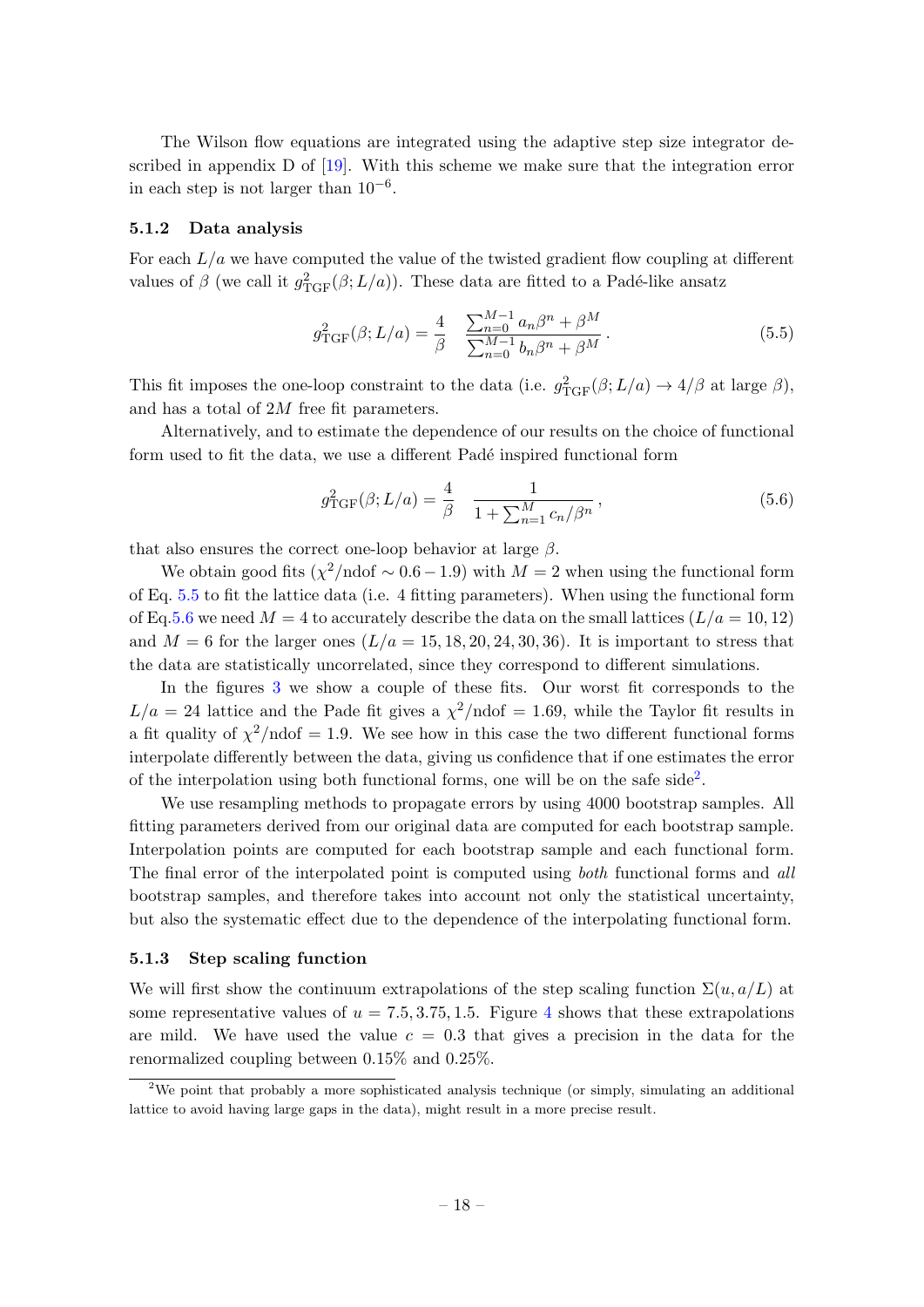The Wilson flow equations are integrated using the adaptive step size integrator described in appendix D of [19]. With this scheme we make sure that the integration error in each step is not larger than $10^{-6}$.

### 5.1.2 Data analysis

For each $L/a$ we have computed the value of the twisted gradient flow coupling at different values of $\beta$ (we call it $g^2_{\rm TGF}(\beta; L/a)$). These data are fitted to a Padé-like ansatz

$$g^2_{\rm TGF}(\beta; L/a) = \frac{4}{\beta} \quad \frac{\sum_{n=0}^{M-1} a_n \beta^n + \beta^M}{\sum_{n=0}^{M-1} b_n \beta^n + \beta^M} \,. \tag{5.5}$$

This fit imposes the one-loop constraint to the data (i.e. $g^2_{\rm TGF}(\beta; L/a) \to 4/\beta$ at large $\beta$), and has a total of $2M$ free fit parameters.

Alternatively, and to estimate the dependence of our results on the choice of functional form used to fit the data, we use a different Padé inspired functional form

$$g^2_{\rm TGF}(\beta; L/a) = \frac{4}{\beta} \quad \frac{1}{1 + \sum_{n=1}^{M} c_n/\beta^n} \,, \tag{5.6}$$

that also ensures the correct one-loop behavior at large $\beta$.

We obtain good fits ($\chi^2/\text{ndof} \sim 0.6 - 1.9$) with $M = 2$ when using the functional form of Eq. 5.5 to fit the lattice data (i.e. 4 fitting parameters). When using the functional form of Eq.5.6 we need $M = 4$ to accurately describe the data on the small lattices ($L/a = 10, 12$) and $M = 6$ for the larger ones ($L/a = 15, 18, 20, 24, 30, 36$). It is important to stress that the data are statistically uncorrelated, since they correspond to different simulations.

In the figures 3 we show a couple of these fits. Our worst fit corresponds to the $L/a = 24$ lattice and the Pade fit gives a $\chi^2/\text{ndof} = 1.69$, while the Taylor fit results in a fit quality of $\chi^2/\text{ndof} = 1.9$. We see how in this case the two different functional forms interpolate differently between the data, giving us confidence that if one estimates the error of the interpolation using both functional forms, one will be on the safe side[2].

We use resampling methods to propagate errors by using 4000 bootstrap samples. All fitting parameters derived from our original data are computed for each bootstrap sample. Interpolation points are computed for each bootstrap sample and each functional form. The final error of the interpolated point is computed using *both* functional forms and *all* bootstrap samples, and therefore takes into account not only the statistical uncertainty, but also the systematic effect due to the dependence of the interpolating functional form.

### 5.1.3 Step scaling function

We will first show the continuum extrapolations of the step scaling function $\Sigma(u, a/L)$ at some representative values of $u = 7.5, 3.75, 1.5$. Figure 4 shows that these extrapolations are mild. We have used the value $c = 0.3$ that gives a precision in the data for the renormalized coupling between 0.15% and 0.25%.

---

[2] We point that probably a more sophisticated analysis technique (or simply, simulating an additional lattice to avoid having large gaps in the data), might result in a more precise result.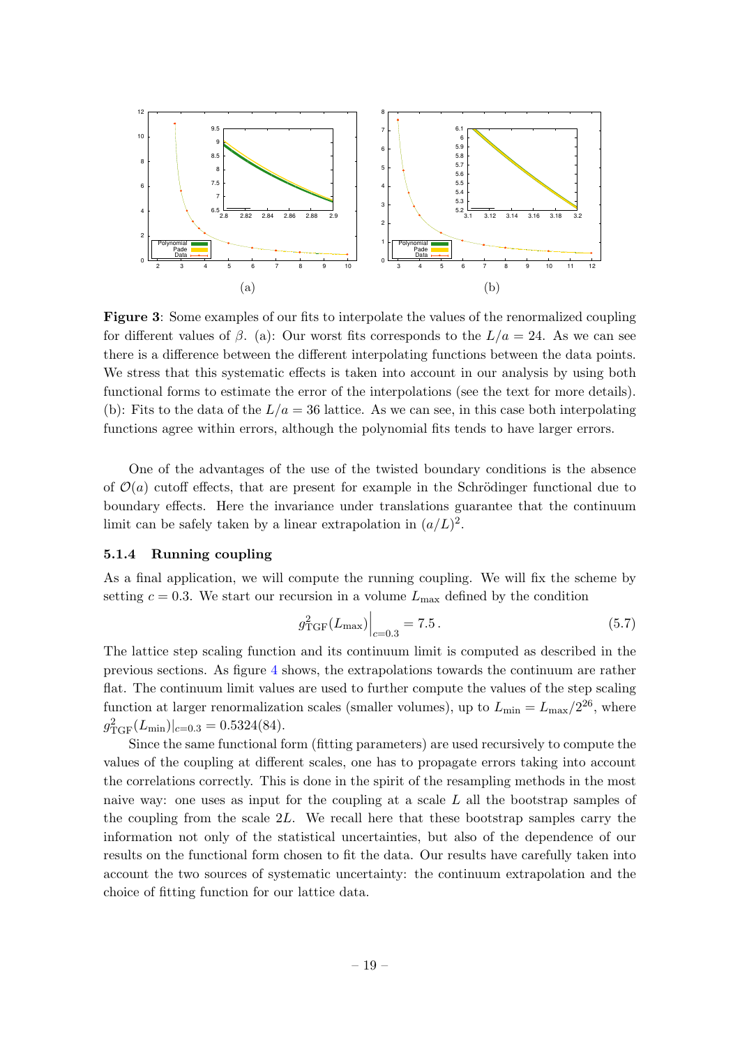**Figure 3**: Some examples of our fits to interpolate the values of the renormalized coupling for different values of $\beta$. (a): Our worst fits corresponds to the $L/a = 24$. As we can see there is a difference between the different interpolating functions between the data points. We stress that this systematic effects is taken into account in our analysis by using both functional forms to estimate the error of the interpolations (see the text for more details). (b): Fits to the data of the $L/a = 36$ lattice. As we can see, in this case both interpolating functions agree within errors, although the polynomial fits tends to have larger errors.

One of the advantages of the use of the twisted boundary conditions is the absence of $\mathcal{O}(a)$ cutoff effects, that are present for example in the Schrödinger functional due to boundary effects. Here the invariance under translations guarantee that the continuum limit can be safely taken by a linear extrapolation in $(a/L)^2$.

### 5.1.4 Running coupling

As a final application, we will compute the running coupling. We will fix the scheme by setting $c = 0.3$. We start our recursion in a volume $L_{\max}$ defined by the condition

$$g^2_{\rm TGF}(L_{\max})\Big|_{c=0.3} = 7.5\,. \tag{5.7}$$

The lattice step scaling function and its continuum limit is computed as described in the previous sections. As figure 4 shows, the extrapolations towards the continuum are rather flat. The continuum limit values are used to further compute the values of the step scaling function at larger renormalization scales (smaller volumes), up to $L_{\min} = L_{\max}/2^{26}$, where $g^2_{\rm TGF}(L_{\min})|_{c=0.3} = 0.5324(84)$.

Since the same functional form (fitting parameters) are used recursively to compute the values of the coupling at different scales, one has to propagate errors taking into account the correlations correctly. This is done in the spirit of the resampling methods in the most naive way: one uses as input for the coupling at a scale $L$ all the bootstrap samples of the coupling from the scale $2L$. We recall here that these bootstrap samples carry the information not only of the statistical uncertainties, but also of the dependence of our results on the functional form chosen to fit the data. Our results have carefully taken into account the two sources of systematic uncertainty: the continuum extrapolation and the choice of fitting function for our lattice data.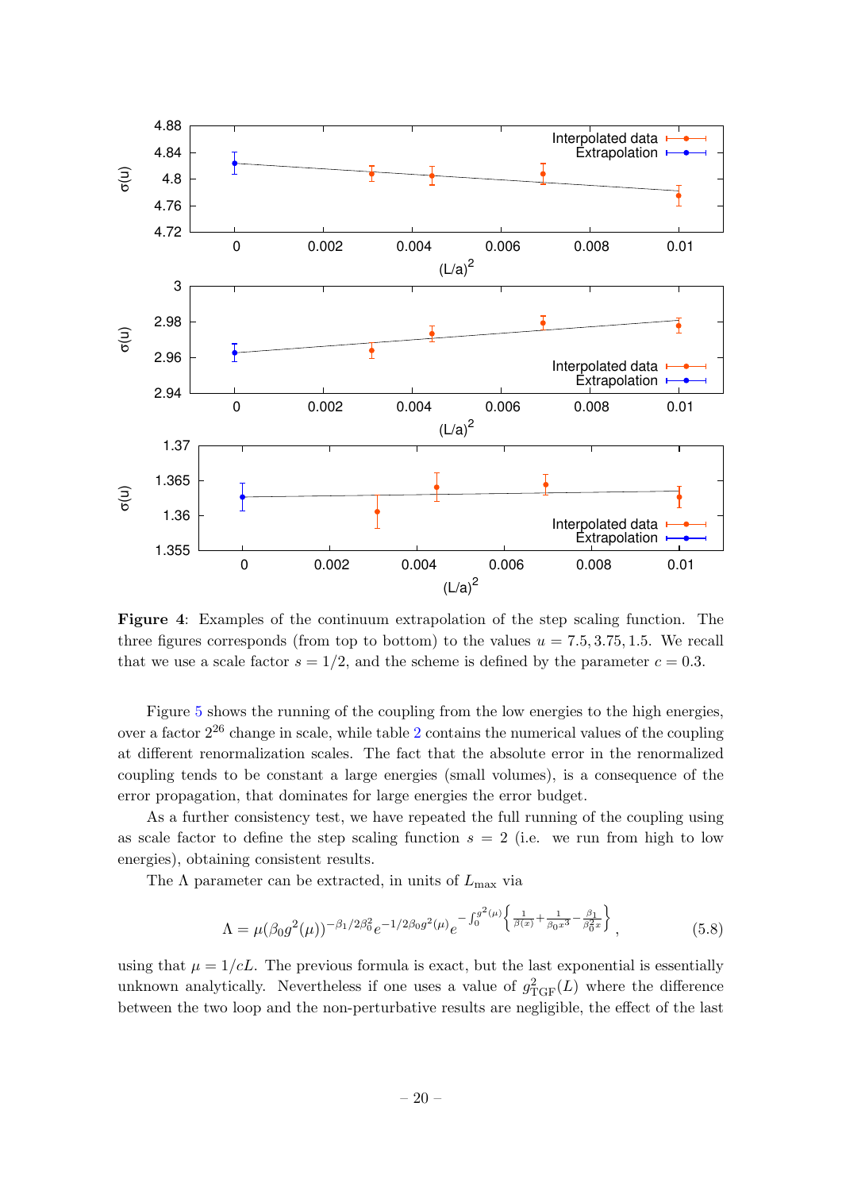**Figure 4**: Examples of the continuum extrapolation of the step scaling function. The three figures corresponds (from top to bottom) to the values $u = 7.5, 3.75, 1.5$. We recall that we use a scale factor $s = 1/2$, and the scheme is defined by the parameter $c = 0.3$.

Figure 5 shows the running of the coupling from the low energies to the high energies, over a factor $2^{26}$ change in scale, while table 2 contains the numerical values of the coupling at different renormalization scales. The fact that the absolute error in the renormalized coupling tends to be constant a large energies (small volumes), is a consequence of the error propagation, that dominates for large energies the error budget.

As a further consistency test, we have repeated the full running of the coupling using as scale factor to define the step scaling function $s = 2$ (i.e. we run from high to low energies), obtaining consistent results.

The $\Lambda$ parameter can be extracted, in units of $L_{\rm max}$ via

$$\Lambda = \mu(\beta_0 g^2(\mu))^{-\beta_1/2\beta_0^2} e^{-1/2\beta_0 g^2(\mu)} e^{-\int_0^{g^2(\mu)} \left\{ \frac{1}{\beta(x)} + \frac{1}{\beta_0 x^3} - \frac{\beta_1}{\beta_0^2 x} \right\}}, \tag{5.8}$$

using that $\mu = 1/cL$. The previous formula is exact, but the last exponential is essentially unknown analytically. Nevertheless if one uses a value of $g^2_{\rm TGF}(L)$ where the difference between the two loop and the non-perturbative results are negligible, the effect of the last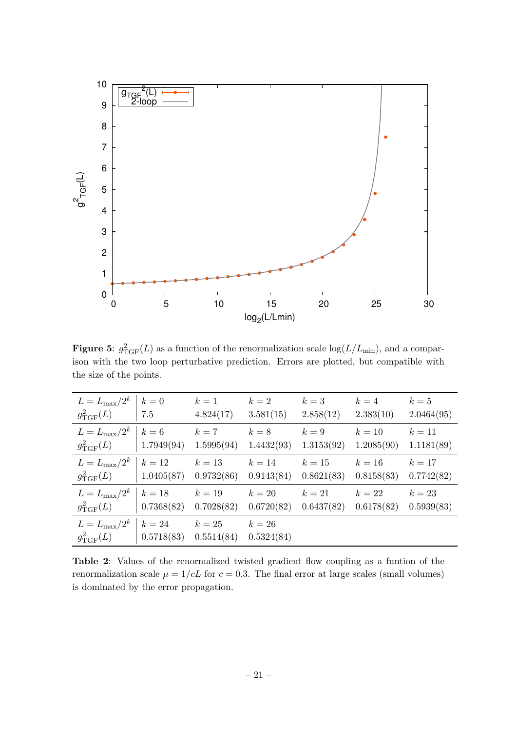**Figure 5**: $g^2_{\rm TGF}(L)$ as a function of the renormalization scale $\log(L/L_{\rm min})$, and a comparison with the two loop perturbative prediction. Errors are plotted, but compatible with the size of the points.

| $L = L_{\rm max}/2^k$ | $k=0$ | $k=1$ | $k=2$ | $k=3$ | $k=4$ | $k=5$ |
|---|---|---|---|---|---|---|
| $g^2_{\rm TGF}(L)$ | 7.5 | 4.824(17) | 3.581(15) | 2.858(12) | 2.383(10) | 2.0464(95) |
| $L = L_{\rm max}/2^k$ | $k=6$ | $k=7$ | $k=8$ | $k=9$ | $k=10$ | $k=11$ |
| $g^2_{\rm TGF}(L)$ | 1.7949(94) | 1.5995(94) | 1.4432(93) | 1.3153(92) | 1.2085(90) | 1.1181(89) |
| $L = L_{\rm max}/2^k$ | $k=12$ | $k=13$ | $k=14$ | $k=15$ | $k=16$ | $k=17$ |
| $g^2_{\rm TGF}(L)$ | 1.0405(87) | 0.9732(86) | 0.9143(84) | 0.8621(83) | 0.8158(83) | 0.7742(82) |
| $L = L_{\rm max}/2^k$ | $k=18$ | $k=19$ | $k=20$ | $k=21$ | $k=22$ | $k=23$ |
| $g^2_{\rm TGF}(L)$ | 0.7368(82) | 0.7028(82) | 0.6720(82) | 0.6437(82) | 0.6178(82) | 0.5939(83) |
| $L = L_{\rm max}/2^k$ | $k=24$ | $k=25$ | $k=26$ | | | |
| $g^2_{\rm TGF}(L)$ | 0.5718(83) | 0.5514(84) | 0.5324(84) | | | |

**Table 2**: Values of the renormalized twisted gradient flow coupling as a funtion of the renormalization scale $\mu = 1/cL$ for $c = 0.3$. The final error at large scales (small volumes) is dominated by the error propagation.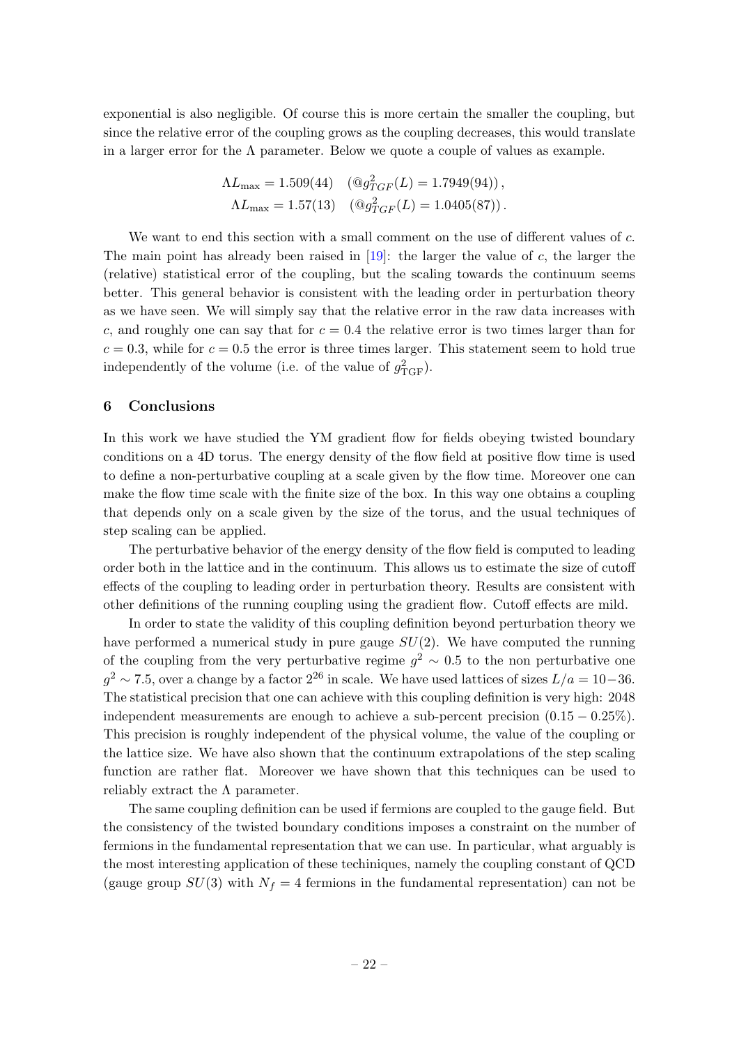exponential is also negligible. Of course this is more certain the smaller the coupling, but since the relative error of the coupling grows as the coupling decreases, this would translate in a larger error for the $\Lambda$ parameter. Below we quote a couple of values as example.

$$
\begin{aligned}
\Lambda L_{\max} &= 1.509(44) \quad (@g^2_{TGF}(L) = 1.7949(94))\,, \\
\Lambda L_{\max} &= 1.57(13) \quad (@g^2_{TGF}(L) = 1.0405(87))\,.
\end{aligned}
$$

We want to end this section with a small comment on the use of different values of $c$. The main point has already been raised in [19]: the larger the value of $c$, the larger the (relative) statistical error of the coupling, but the scaling towards the continuum seems better. This general behavior is consistent with the leading order in perturbation theory as we have seen. We will simply say that the relative error in the raw data increases with $c$, and roughly one can say that for $c = 0.4$ the relative error is two times larger than for $c = 0.3$, while for $c = 0.5$ the error is three times larger. This statement seem to hold true independently of the volume (i.e. of the value of $g^2_{\mathrm{TGF}}$).

## 6 Conclusions

In this work we have studied the YM gradient flow for fields obeying twisted boundary conditions on a 4D torus. The energy density of the flow field at positive flow time is used to define a non-perturbative coupling at a scale given by the flow time. Moreover one can make the flow time scale with the finite size of the box. In this way one obtains a coupling that depends only on a scale given by the size of the torus, and the usual techniques of step scaling can be applied.

The perturbative behavior of the energy density of the flow field is computed to leading order both in the lattice and in the continuum. This allows us to estimate the size of cutoff effects of the coupling to leading order in perturbation theory. Results are consistent with other definitions of the running coupling using the gradient flow. Cutoff effects are mild.

In order to state the validity of this coupling definition beyond perturbation theory we have performed a numerical study in pure gauge $SU(2)$. We have computed the running of the coupling from the very perturbative regime $g^2 \sim 0.5$ to the non perturbative one $g^2 \sim 7.5$, over a change by a factor $2^{26}$ in scale. We have used lattices of sizes $L/a = 10-36$. The statistical precision that one can achieve with this coupling definition is very high: 2048 independent measurements are enough to achieve a sub-percent precision $(0.15 - 0.25\%)$. This precision is roughly independent of the physical volume, the value of the coupling or the lattice size. We have also shown that the continuum extrapolations of the step scaling function are rather flat. Moreover we have shown that this techniques can be used to reliably extract the $\Lambda$ parameter.

The same coupling definition can be used if fermions are coupled to the gauge field. But the consistency of the twisted boundary conditions imposes a constraint on the number of fermions in the fundamental representation that we can use. In particular, what arguably is the most interesting application of these techiniques, namely the coupling constant of QCD (gauge group $SU(3)$ with $N_f = 4$ fermions in the fundamental representation) can not be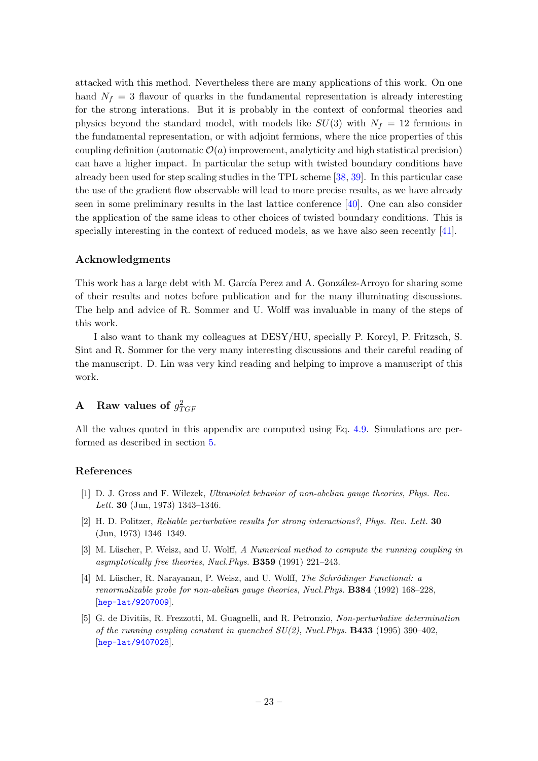attacked with this method. Nevertheless there are many applications of this work. On one hand $N_f = 3$ flavour of quarks in the fundamental representation is already interesting for the strong interations. But it is probably in the context of conformal theories and physics beyond the standard model, with models like $SU(3)$ with $N_f = 12$ fermions in the fundamental representation, or with adjoint fermions, where the nice properties of this coupling definition (automatic $\mathcal{O}(a)$ improvement, analyticity and high statistical precision) can have a higher impact. In particular the setup with twisted boundary conditions have already been used for step scaling studies in the TPL scheme [38, 39]. In this particular case the use of the gradient flow observable will lead to more precise results, as we have already seen in some preliminary results in the last lattice conference [40]. One can also consider the application of the same ideas to other choices of twisted boundary conditions. This is specially interesting in the context of reduced models, as we have also seen recently [41].

### Acknowledgments

This work has a large debt with M. García Perez and A. González-Arroyo for sharing some of their results and notes before publication and for the many illuminating discussions. The help and advice of R. Sommer and U. Wolff was invaluable in many of the steps of this work.

I also want to thank my colleagues at DESY/HU, specially P. Korcyl, P. Fritzsch, S. Sint and R. Sommer for the very many interesting discussions and their careful reading of the manuscript. D. Lin was very kind reading and helping to improve a manuscript of this work.

## A Raw values of $g^2_{TGF}$

All the values quoted in this appendix are computed using Eq. 4.9. Simulations are performed as described in section 5.

### References

[1] D. J. Gross and F. Wilczek, *Ultraviolet behavior of non-abelian gauge theories*, *Phys. Rev. Lett.* **30** (Jun, 1973) 1343–1346.

[2] H. D. Politzer, *Reliable perturbative results for strong interactions?*, *Phys. Rev. Lett.* **30** (Jun, 1973) 1346–1349.

[3] M. Lüscher, P. Weisz, and U. Wolff, *A Numerical method to compute the running coupling in asymptotically free theories*, *Nucl.Phys.* **B359** (1991) 221–243.

[4] M. Lüscher, R. Narayanan, P. Weisz, and U. Wolff, *The Schrödinger Functional: a renormalizable probe for non-abelian gauge theories*, *Nucl.Phys.* **B384** (1992) 168–228, [hep-lat/9207009].

[5] G. de Divitiis, R. Frezzotti, M. Guagnelli, and R. Petronzio, *Non-perturbative determination of the running coupling constant in quenched SU(2)*, *Nucl.Phys.* **B433** (1995) 390–402, [hep-lat/9407028].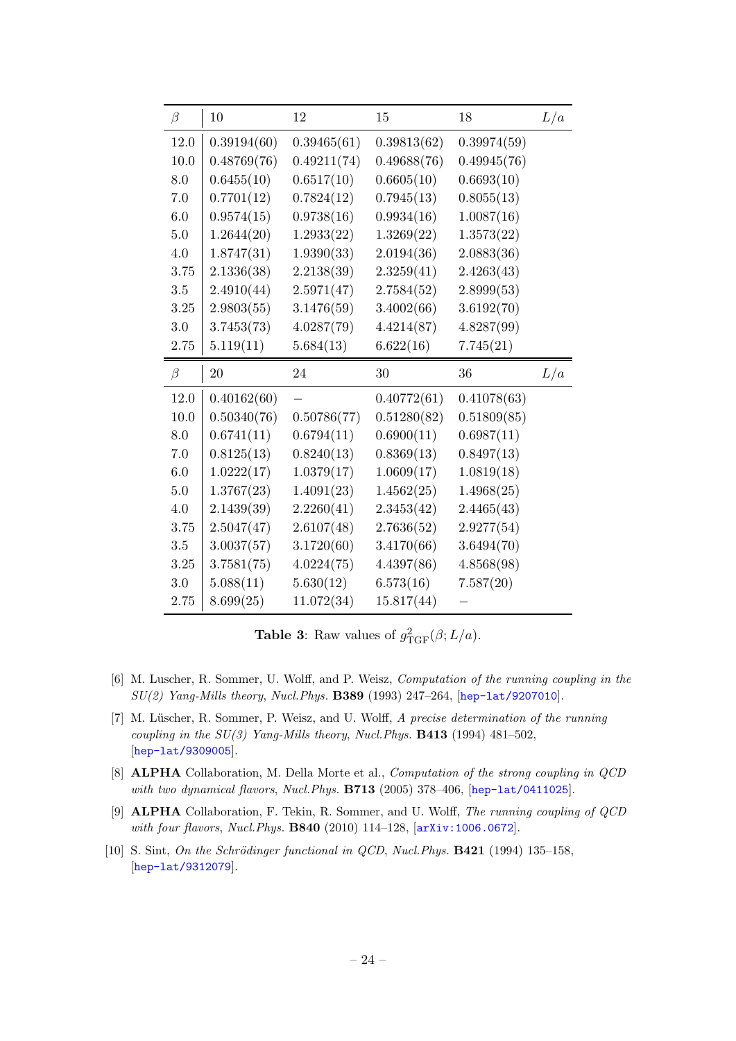| $\beta$ | 10 | 12 | 15 | 18 | $L/a$ |
|---|---|---|---|---|---|
| 12.0 | 0.39194(60) | 0.39465(61) | 0.39813(62) | 0.39974(59) | |
| 10.0 | 0.48769(76) | 0.49211(74) | 0.49688(76) | 0.49945(76) | |
| 8.0 | 0.6455(10) | 0.6517(10) | 0.6605(10) | 0.6693(10) | |
| 7.0 | 0.7701(12) | 0.7824(12) | 0.7945(13) | 0.8055(13) | |
| 6.0 | 0.9574(15) | 0.9738(16) | 0.9934(16) | 1.0087(16) | |
| 5.0 | 1.2644(20) | 1.2933(22) | 1.3269(22) | 1.3573(22) | |
| 4.0 | 1.8747(31) | 1.9390(33) | 2.0194(36) | 2.0883(36) | |
| 3.75 | 2.1336(38) | 2.2138(39) | 2.3259(41) | 2.4263(43) | |
| 3.5 | 2.4910(44) | 2.5971(47) | 2.7584(52) | 2.8999(53) | |
| 3.25 | 2.9803(55) | 3.1476(59) | 3.4002(66) | 3.6192(70) | |
| 3.0 | 3.7453(73) | 4.0287(79) | 4.4214(87) | 4.8287(99) | |
| 2.75 | 5.119(11) | 5.684(13) | 6.622(16) | 7.745(21) | |
| $\beta$ | 20 | 24 | 30 | 36 | $L/a$ |
| 12.0 | 0.40162(60) | – | 0.40772(61) | 0.41078(63) | |
| 10.0 | 0.50340(76) | 0.50786(77) | 0.51280(82) | 0.51809(85) | |
| 8.0 | 0.6741(11) | 0.6794(11) | 0.6900(11) | 0.6987(11) | |
| 7.0 | 0.8125(13) | 0.8240(13) | 0.8369(13) | 0.8497(13) | |
| 6.0 | 1.0222(17) | 1.0379(17) | 1.0609(17) | 1.0819(18) | |
| 5.0 | 1.3767(23) | 1.4091(23) | 1.4562(25) | 1.4968(25) | |
| 4.0 | 2.1439(39) | 2.2260(41) | 2.3453(42) | 2.4465(43) | |
| 3.75 | 2.5047(47) | 2.6107(48) | 2.7636(52) | 2.9277(54) | |
| 3.5 | 3.0037(57) | 3.1720(60) | 3.4170(66) | 3.6494(70) | |
| 3.25 | 3.7581(75) | 4.0224(75) | 4.4397(86) | 4.8568(98) | |
| 3.0 | 5.088(11) | 5.630(12) | 6.573(16) | 7.587(20) | |
| 2.75 | 8.699(25) | 11.072(34) | 15.817(44) | – | |

**Table 3**: Raw values of $g^2_{\mathrm{TGF}}(\beta; L/a)$.

[6] M. Luscher, R. Sommer, U. Wolff, and P. Weisz, *Computation of the running coupling in the SU(2) Yang-Mills theory*, *Nucl.Phys.* **B389** (1993) 247–264, [hep-lat/9207010].

[7] M. Lüscher, R. Sommer, P. Weisz, and U. Wolff, *A precise determination of the running coupling in the SU(3) Yang-Mills theory*, *Nucl.Phys.* **B413** (1994) 481–502, [hep-lat/9309005].

[8] **ALPHA** Collaboration, M. Della Morte et al., *Computation of the strong coupling in QCD with two dynamical flavors*, *Nucl.Phys.* **B713** (2005) 378–406, [hep-lat/0411025].

[9] **ALPHA** Collaboration, F. Tekin, R. Sommer, and U. Wolff, *The running coupling of QCD with four flavors*, *Nucl.Phys.* **B840** (2010) 114–128, [arXiv:1006.0672].

[10] S. Sint, *On the Schrödinger functional in QCD*, *Nucl.Phys.* **B421** (1994) 135–158, [hep-lat/9312079].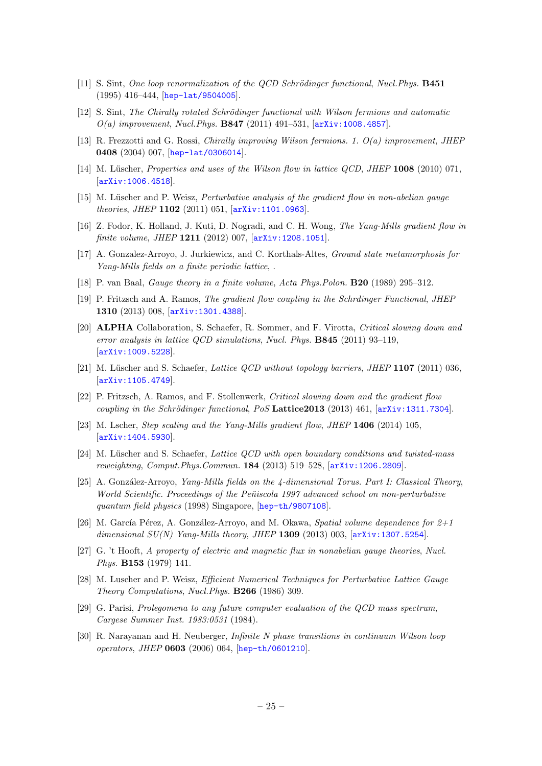[11] S. Sint, *One loop renormalization of the QCD Schrödinger functional*, *Nucl.Phys.* **B451** (1995) 416–444, [hep-lat/9504005].

[12] S. Sint, *The Chirally rotated Schrödinger functional with Wilson fermions and automatic O(a) improvement*, *Nucl.Phys.* **B847** (2011) 491–531, [arXiv:1008.4857].

[13] R. Frezzotti and G. Rossi, *Chirally improving Wilson fermions. 1. O(a) improvement*, *JHEP* **0408** (2004) 007, [hep-lat/0306014].

[14] M. Lüscher, *Properties and uses of the Wilson flow in lattice QCD*, *JHEP* **1008** (2010) 071, [arXiv:1006.4518].

[15] M. Lüscher and P. Weisz, *Perturbative analysis of the gradient flow in non-abelian gauge theories*, *JHEP* **1102** (2011) 051, [arXiv:1101.0963].

[16] Z. Fodor, K. Holland, J. Kuti, D. Nogradi, and C. H. Wong, *The Yang-Mills gradient flow in finite volume*, *JHEP* **1211** (2012) 007, [arXiv:1208.1051].

[17] A. Gonzalez-Arroyo, J. Jurkiewicz, and C. Korthals-Altes, *Ground state metamorphosis for Yang-Mills fields on a finite periodic lattice*, .

[18] P. van Baal, *Gauge theory in a finite volume*, *Acta Phys.Polon.* **B20** (1989) 295–312.

[19] P. Fritzsch and A. Ramos, *The gradient flow coupling in the Schrdinger Functional*, *JHEP* **1310** (2013) 008, [arXiv:1301.4388].

[20] **ALPHA** Collaboration, S. Schaefer, R. Sommer, and F. Virotta, *Critical slowing down and error analysis in lattice QCD simulations*, *Nucl. Phys.* **B845** (2011) 93–119, [arXiv:1009.5228].

[21] M. Lüscher and S. Schaefer, *Lattice QCD without topology barriers*, *JHEP* **1107** (2011) 036, [arXiv:1105.4749].

[22] P. Fritzsch, A. Ramos, and F. Stollenwerk, *Critical slowing down and the gradient flow coupling in the Schrödinger functional*, *PoS* **Lattice2013** (2013) 461, [arXiv:1311.7304].

[23] M. Lscher, *Step scaling and the Yang-Mills gradient flow*, *JHEP* **1406** (2014) 105, [arXiv:1404.5930].

[24] M. Lüscher and S. Schaefer, *Lattice QCD with open boundary conditions and twisted-mass reweighting*, *Comput.Phys.Commun.* **184** (2013) 519–528, [arXiv:1206.2809].

[25] A. González-Arroyo, *Yang-Mills fields on the 4-dimensional Torus. Part I: Classical Theory*, *World Scientific. Proceedings of the Peñiscola 1997 advanced school on non-perturbative quantum field physics* (1998) Singapore, [hep-th/9807108].

[26] M. García Pérez, A. González-Arroyo, and M. Okawa, *Spatial volume dependence for 2+1 dimensional SU(N) Yang-Mills theory*, *JHEP* **1309** (2013) 003, [arXiv:1307.5254].

[27] G. 't Hooft, *A property of electric and magnetic flux in nonabelian gauge theories*, *Nucl. Phys.* **B153** (1979) 141.

[28] M. Luscher and P. Weisz, *Efficient Numerical Techniques for Perturbative Lattice Gauge Theory Computations*, *Nucl.Phys.* **B266** (1986) 309.

[29] G. Parisi, *Prolegomena to any future computer evaluation of the QCD mass spectrum*, *Cargese Summer Inst. 1983:0531* (1984).

[30] R. Narayanan and H. Neuberger, *Infinite N phase transitions in continuum Wilson loop operators*, *JHEP* **0603** (2006) 064, [hep-th/0601210].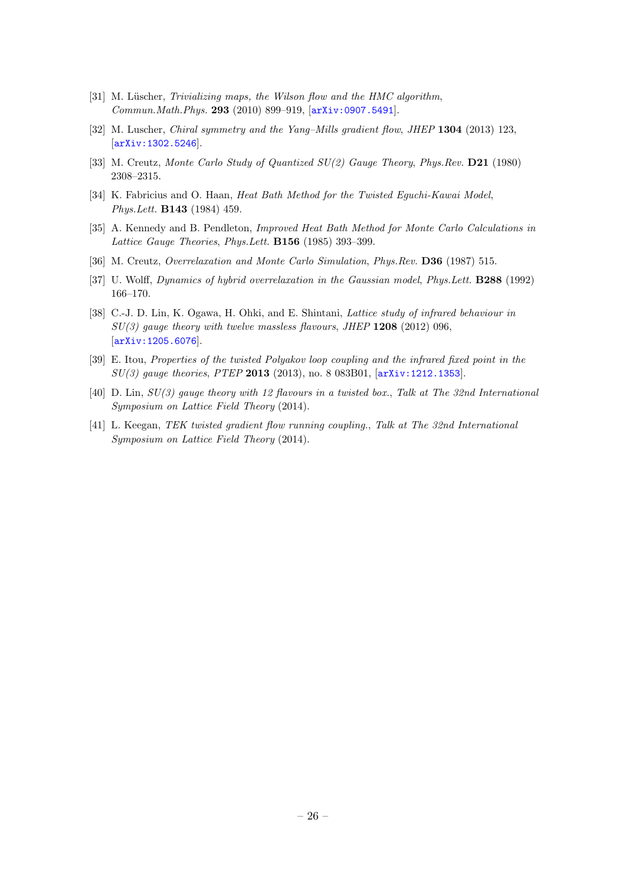[31] M. Lüscher, *Trivializing maps, the Wilson flow and the HMC algorithm*, *Commun.Math.Phys.* **293** (2010) 899–919, [arXiv:0907.5491].

[32] M. Luscher, *Chiral symmetry and the Yang–Mills gradient flow*, *JHEP* **1304** (2013) 123, [arXiv:1302.5246].

[33] M. Creutz, *Monte Carlo Study of Quantized SU(2) Gauge Theory*, *Phys.Rev.* **D21** (1980) 2308–2315.

[34] K. Fabricius and O. Haan, *Heat Bath Method for the Twisted Eguchi-Kawai Model*, *Phys.Lett.* **B143** (1984) 459.

[35] A. Kennedy and B. Pendleton, *Improved Heat Bath Method for Monte Carlo Calculations in Lattice Gauge Theories*, *Phys.Lett.* **B156** (1985) 393–399.

[36] M. Creutz, *Overrelaxation and Monte Carlo Simulation*, *Phys.Rev.* **D36** (1987) 515.

[37] U. Wolff, *Dynamics of hybrid overrelaxation in the Gaussian model*, *Phys.Lett.* **B288** (1992) 166–170.

[38] C.-J. D. Lin, K. Ogawa, H. Ohki, and E. Shintani, *Lattice study of infrared behaviour in SU(3) gauge theory with twelve massless flavours*, *JHEP* **1208** (2012) 096, [arXiv:1205.6076].

[39] E. Itou, *Properties of the twisted Polyakov loop coupling and the infrared fixed point in the SU(3) gauge theories*, *PTEP* **2013** (2013), no. 8 083B01, [arXiv:1212.1353].

[40] D. Lin, *SU(3) gauge theory with 12 flavours in a twisted box.*, *Talk at The 32nd International Symposium on Lattice Field Theory* (2014).

[41] L. Keegan, *TEK twisted gradient flow running coupling.*, *Talk at The 32nd International Symposium on Lattice Field Theory* (2014).